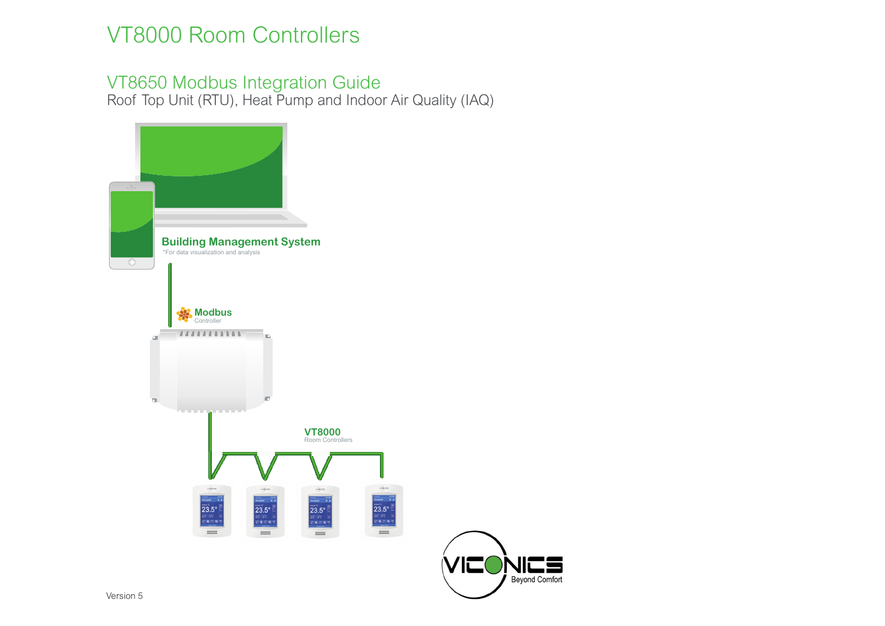# VT8000 Room Controllers

## VT8650 Modbus Integration Guide

Roof Top Unit (RTU), Heat Pump and Indoor Air Quality (IAQ)

**Building Management System**

*For data visualization and analysis

**Modbus**
Controller

**VT8000**
Room Controllers

VICONICS
Beyond Comfort

Version 5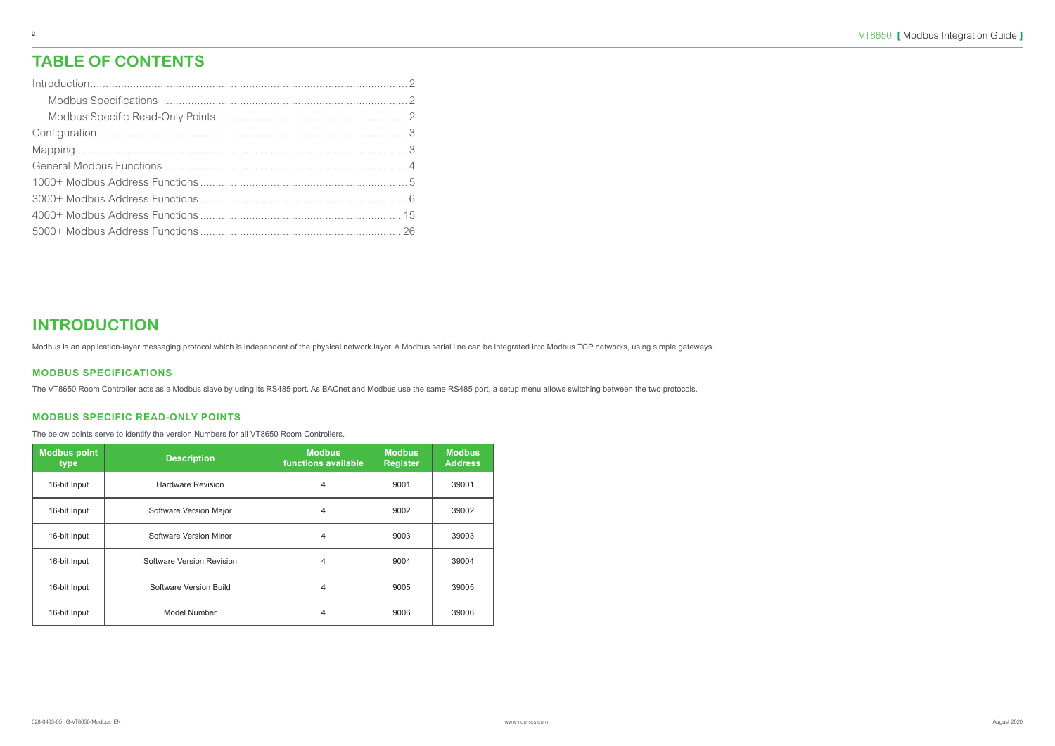# TABLE OF CONTENTS

Introduction........................................................................................................2
  Modbus Specifications ...............................................................................2
  Modbus Specific Read-Only Points.............................................................2
Configuration .....................................................................................................3
Mapping ............................................................................................................3
General Modbus Functions ................................................................................4
1000+ Modbus Address Functions ....................................................................5
3000+ Modbus Address Functions ....................................................................6
4000+ Modbus Address Functions ..................................................................15
5000+ Modbus Address Functions ..................................................................26

# INTRODUCTION

Modbus is an application-layer messaging protocol which is independent of the physical network layer. A Modbus serial line can be integrated into Modbus TCP networks, using simple gateways.

### MODBUS SPECIFICATIONS

The VT8650 Room Controller acts as a Modbus slave by using its RS485 port. As BACnet and Modbus use the same RS485 port, a setup menu allows switching between the two protocols.

### MODBUS SPECIFIC READ-ONLY POINTS

The below points serve to identify the version Numbers for all VT8650 Room Controllers.

| Modbus point type | Description | Modbus functions available | Modbus Register | Modbus Address |
|---|---|---|---|---|
| 16-bit Input | Hardware Revision | 4 | 9001 | 39001 |
| 16-bit Input | Software Version Major | 4 | 9002 | 39002 |
| 16-bit Input | Software Version Minor | 4 | 9003 | 39003 |
| 16-bit Input | Software Version Revision | 4 | 9004 | 39004 |
| 16-bit Input | Software Version Build | 4 | 9005 | 39005 |
| 16-bit Input | Model Number | 4 | 9006 | 39006 |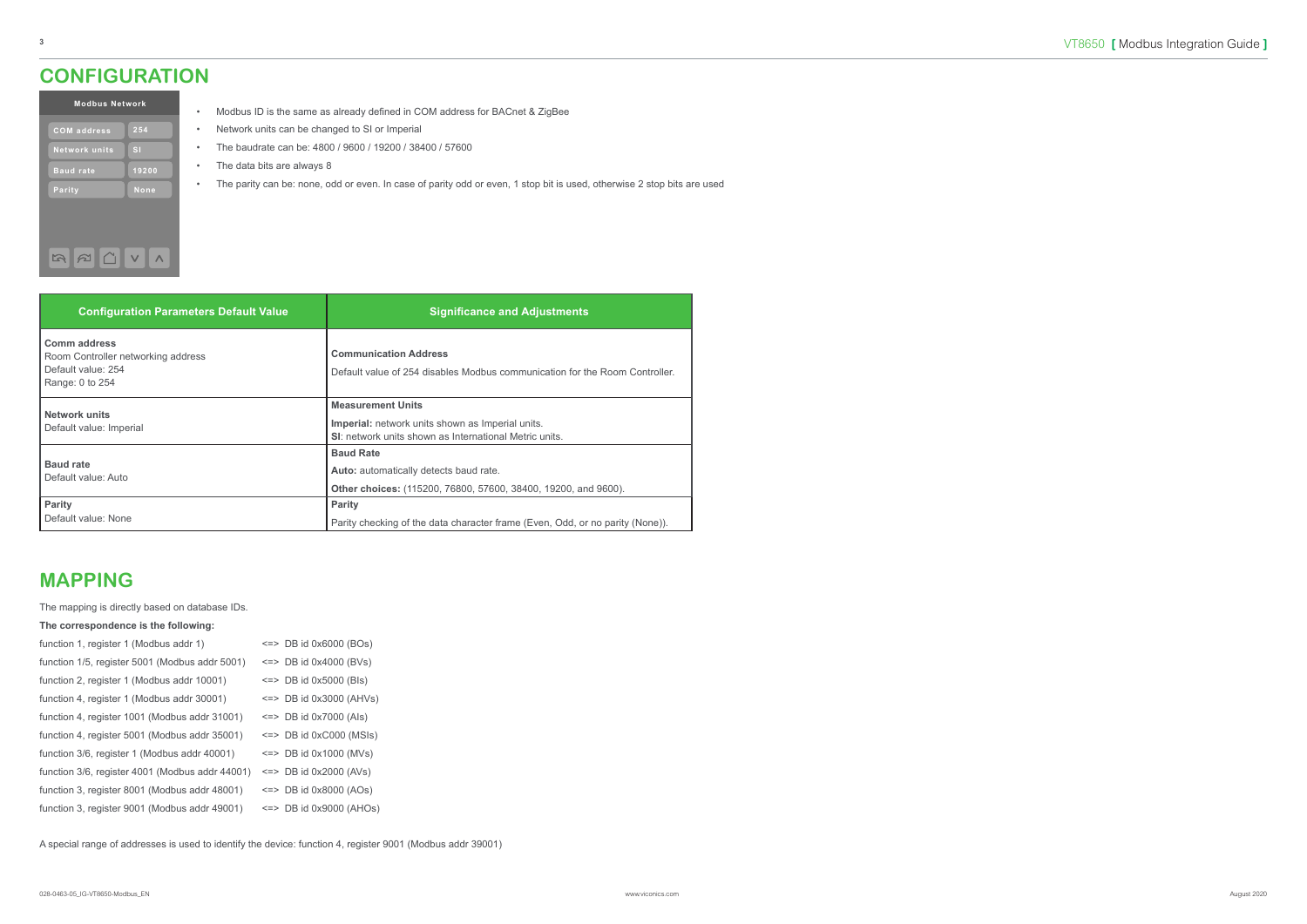## CONFIGURATION

| Modbus Network | |
|---|---|
| COM address | 254 |
| Network units | SI |
| Baud rate | 19200 |
| Parity | None |

- Modbus ID is the same as already defined in COM address for BACnet & ZigBee
- Network units can be changed to SI or Imperial
- The baudrate can be: 4800 / 9600 / 19200 / 38400 / 57600
- The data bits are always 8
- The parity can be: none, odd or even. In case of parity odd or even, 1 stop bit is used, otherwise 2 stop bits are used

| Configuration Parameters Default Value | Significance and Adjustments |
|---|---|
| **Comm address**<br>Room Controller networking address<br>Default value: 254<br>Range: 0 to 254 | **Communication Address**<br>Default value of 254 disables Modbus communication for the Room Controller. |
| **Network units**<br>Default value: Imperial | **Measurement Units**<br>**Imperial:** network units shown as Imperial units.<br>**SI**: network units shown as International Metric units. |
| **Baud rate**<br>Default value: Auto | **Baud Rate**<br>**Auto:** automatically detects baud rate.<br>**Other choices:** (115200, 76800, 57600, 38400, 19200, and 9600). |
| **Parity**<br>Default value: None | **Parity**<br>Parity checking of the data character frame (Even, Odd, or no parity (None)). |

## MAPPING

The mapping is directly based on database IDs.

**The correspondence is the following:**

function 1, register 1 (Modbus addr 1) <=> DB id 0x6000 (BOs)
function 1/5, register 5001 (Modbus addr 5001) <=> DB id 0x4000 (BVs)
function 2, register 1 (Modbus addr 10001) <=> DB id 0x5000 (BIs)
function 4, register 1 (Modbus addr 30001) <=> DB id 0x3000 (AHVs)
function 4, register 1001 (Modbus addr 31001) <=> DB id 0x7000 (AIs)
function 4, register 5001 (Modbus addr 35001) <=> DB id 0xC000 (MSIs)
function 3/6, register 1 (Modbus addr 40001) <=> DB id 0x1000 (MVs)
function 3/6, register 4001 (Modbus addr 44001) <=> DB id 0x2000 (AVs)
function 3, register 8001 (Modbus addr 48001) <=> DB id 0x8000 (AOs)
function 3, register 9001 (Modbus addr 49001) <=> DB id 0x9000 (AHOs)

A special range of addresses is used to identify the device: function 4, register 9001 (Modbus addr 39001)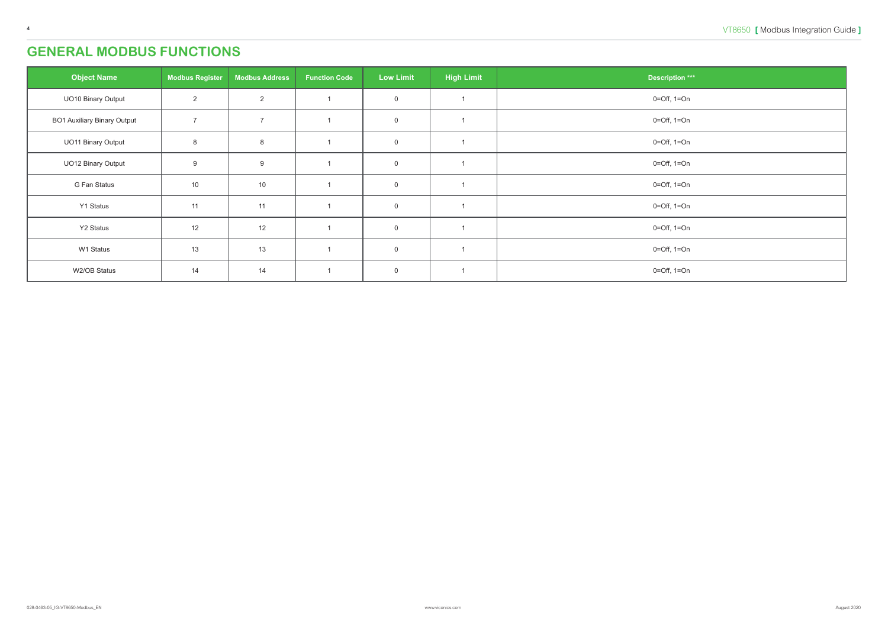# GENERAL MODBUS FUNCTIONS

| Object Name | Modbus Register | Modbus Address | Function Code | Low Limit | High Limit | Description *** |
|---|---|---|---|---|---|---|
| UO10 Binary Output | 2 | 2 | 1 | 0 | 1 | 0=Off, 1=On |
| BO1 Auxiliary Binary Output | 7 | 7 | 1 | 0 | 1 | 0=Off, 1=On |
| UO11 Binary Output | 8 | 8 | 1 | 0 | 1 | 0=Off, 1=On |
| UO12 Binary Output | 9 | 9 | 1 | 0 | 1 | 0=Off, 1=On |
| G Fan Status | 10 | 10 | 1 | 0 | 1 | 0=Off, 1=On |
| Y1 Status | 11 | 11 | 1 | 0 | 1 | 0=Off, 1=On |
| Y2 Status | 12 | 12 | 1 | 0 | 1 | 0=Off, 1=On |
| W1 Status | 13 | 13 | 1 | 0 | 1 | 0=Off, 1=On |
| W2/OB Status | 14 | 14 | 1 | 0 | 1 | 0=Off, 1=On |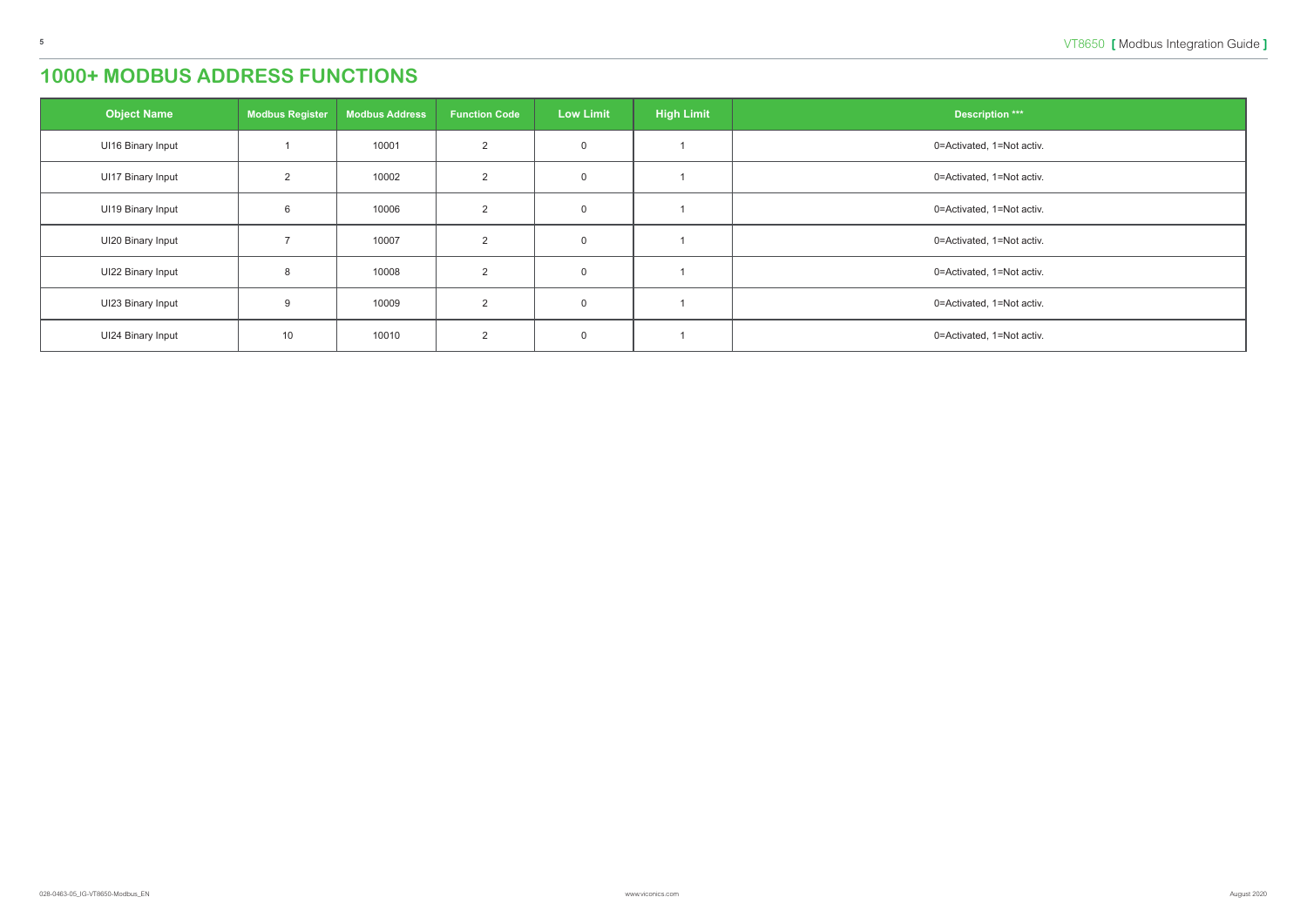# 1000+ MODBUS ADDRESS FUNCTIONS

| Object Name | Modbus Register | Modbus Address | Function Code | Low Limit | High Limit | Description *** |
|---|---|---|---|---|---|---|
| UI16 Binary Input | 1 | 10001 | 2 | 0 | 1 | 0=Activated, 1=Not activ. |
| UI17 Binary Input | 2 | 10002 | 2 | 0 | 1 | 0=Activated, 1=Not activ. |
| UI19 Binary Input | 6 | 10006 | 2 | 0 | 1 | 0=Activated, 1=Not activ. |
| UI20 Binary Input | 7 | 10007 | 2 | 0 | 1 | 0=Activated, 1=Not activ. |
| UI22 Binary Input | 8 | 10008 | 2 | 0 | 1 | 0=Activated, 1=Not activ. |
| UI23 Binary Input | 9 | 10009 | 2 | 0 | 1 | 0=Activated, 1=Not activ. |
| UI24 Binary Input | 10 | 10010 | 2 | 0 | 1 | 0=Activated, 1=Not activ. |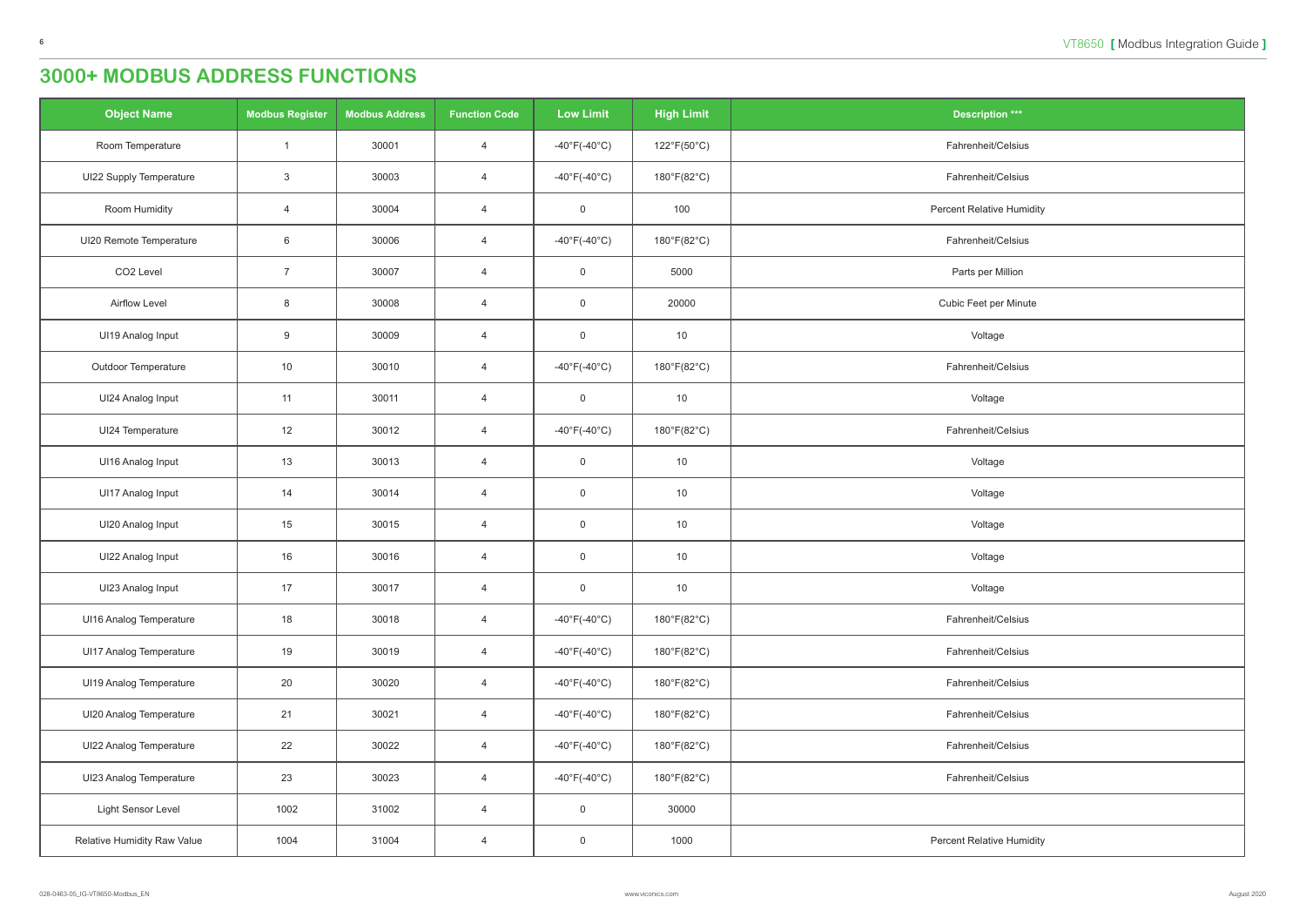# 3000+ MODBUS ADDRESS FUNCTIONS

| Object Name | Modbus Register | Modbus Address | Function Code | Low Limit | High Limit | Description *** |
|---|---|---|---|---|---|---|
| Room Temperature | 1 | 30001 | 4 | -40°F(-40°C) | 122°F(50°C) | Fahrenheit/Celsius |
| UI22 Supply Temperature | 3 | 30003 | 4 | -40°F(-40°C) | 180°F(82°C) | Fahrenheit/Celsius |
| Room Humidity | 4 | 30004 | 4 | 0 | 100 | Percent Relative Humidity |
| UI20 Remote Temperature | 6 | 30006 | 4 | -40°F(-40°C) | 180°F(82°C) | Fahrenheit/Celsius |
| CO2 Level | 7 | 30007 | 4 | 0 | 5000 | Parts per Million |
| Airflow Level | 8 | 30008 | 4 | 0 | 20000 | Cubic Feet per Minute |
| UI19 Analog Input | 9 | 30009 | 4 | 0 | 10 | Voltage |
| Outdoor Temperature | 10 | 30010 | 4 | -40°F(-40°C) | 180°F(82°C) | Fahrenheit/Celsius |
| UI24 Analog Input | 11 | 30011 | 4 | 0 | 10 | Voltage |
| UI24 Temperature | 12 | 30012 | 4 | -40°F(-40°C) | 180°F(82°C) | Fahrenheit/Celsius |
| UI16 Analog Input | 13 | 30013 | 4 | 0 | 10 | Voltage |
| UI17 Analog Input | 14 | 30014 | 4 | 0 | 10 | Voltage |
| UI20 Analog Input | 15 | 30015 | 4 | 0 | 10 | Voltage |
| UI22 Analog Input | 16 | 30016 | 4 | 0 | 10 | Voltage |
| UI23 Analog Input | 17 | 30017 | 4 | 0 | 10 | Voltage |
| UI16 Analog Temperature | 18 | 30018 | 4 | -40°F(-40°C) | 180°F(82°C) | Fahrenheit/Celsius |
| UI17 Analog Temperature | 19 | 30019 | 4 | -40°F(-40°C) | 180°F(82°C) | Fahrenheit/Celsius |
| UI19 Analog Temperature | 20 | 30020 | 4 | -40°F(-40°C) | 180°F(82°C) | Fahrenheit/Celsius |
| UI20 Analog Temperature | 21 | 30021 | 4 | -40°F(-40°C) | 180°F(82°C) | Fahrenheit/Celsius |
| UI22 Analog Temperature | 22 | 30022 | 4 | -40°F(-40°C) | 180°F(82°C) | Fahrenheit/Celsius |
| UI23 Analog Temperature | 23 | 30023 | 4 | -40°F(-40°C) | 180°F(82°C) | Fahrenheit/Celsius |
| Light Sensor Level | 1002 | 31002 | 4 | 0 | 30000 | |
| Relative Humidity Raw Value | 1004 | 31004 | 4 | 0 | 1000 | Percent Relative Humidity |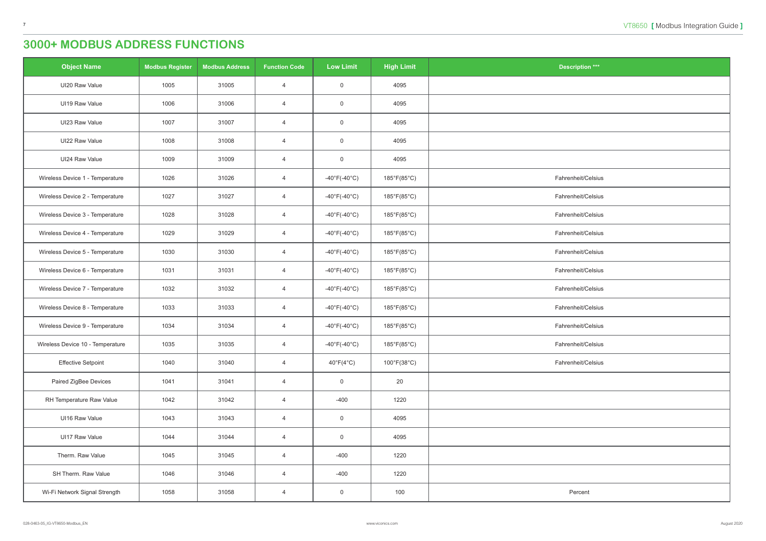# 3000+ MODBUS ADDRESS FUNCTIONS

| Object Name | Modbus Register | Modbus Address | Function Code | Low Limit | High Limit | Description *** |
|---|---|---|---|---|---|---|
| UI20 Raw Value | 1005 | 31005 | 4 | 0 | 4095 | |
| UI19 Raw Value | 1006 | 31006 | 4 | 0 | 4095 | |
| UI23 Raw Value | 1007 | 31007 | 4 | 0 | 4095 | |
| UI22 Raw Value | 1008 | 31008 | 4 | 0 | 4095 | |
| UI24 Raw Value | 1009 | 31009 | 4 | 0 | 4095 | |
| Wireless Device 1 - Temperature | 1026 | 31026 | 4 | -40°F(-40°C) | 185°F(85°C) | Fahrenheit/Celsius |
| Wireless Device 2 - Temperature | 1027 | 31027 | 4 | -40°F(-40°C) | 185°F(85°C) | Fahrenheit/Celsius |
| Wireless Device 3 - Temperature | 1028 | 31028 | 4 | -40°F(-40°C) | 185°F(85°C) | Fahrenheit/Celsius |
| Wireless Device 4 - Temperature | 1029 | 31029 | 4 | -40°F(-40°C) | 185°F(85°C) | Fahrenheit/Celsius |
| Wireless Device 5 - Temperature | 1030 | 31030 | 4 | -40°F(-40°C) | 185°F(85°C) | Fahrenheit/Celsius |
| Wireless Device 6 - Temperature | 1031 | 31031 | 4 | -40°F(-40°C) | 185°F(85°C) | Fahrenheit/Celsius |
| Wireless Device 7 - Temperature | 1032 | 31032 | 4 | -40°F(-40°C) | 185°F(85°C) | Fahrenheit/Celsius |
| Wireless Device 8 - Temperature | 1033 | 31033 | 4 | -40°F(-40°C) | 185°F(85°C) | Fahrenheit/Celsius |
| Wireless Device 9 - Temperature | 1034 | 31034 | 4 | -40°F(-40°C) | 185°F(85°C) | Fahrenheit/Celsius |
| Wireless Device 10 - Temperature | 1035 | 31035 | 4 | -40°F(-40°C) | 185°F(85°C) | Fahrenheit/Celsius |
| Effective Setpoint | 1040 | 31040 | 4 | 40°F(4°C) | 100°F(38°C) | Fahrenheit/Celsius |
| Paired ZigBee Devices | 1041 | 31041 | 4 | 0 | 20 | |
| RH Temperature Raw Value | 1042 | 31042 | 4 | -400 | 1220 | |
| UI16 Raw Value | 1043 | 31043 | 4 | 0 | 4095 | |
| UI17 Raw Value | 1044 | 31044 | 4 | 0 | 4095 | |
| Therm. Raw Value | 1045 | 31045 | 4 | -400 | 1220 | |
| SH Therm. Raw Value | 1046 | 31046 | 4 | -400 | 1220 | |
| Wi-Fi Network Signal Strength | 1058 | 31058 | 4 | 0 | 100 | Percent |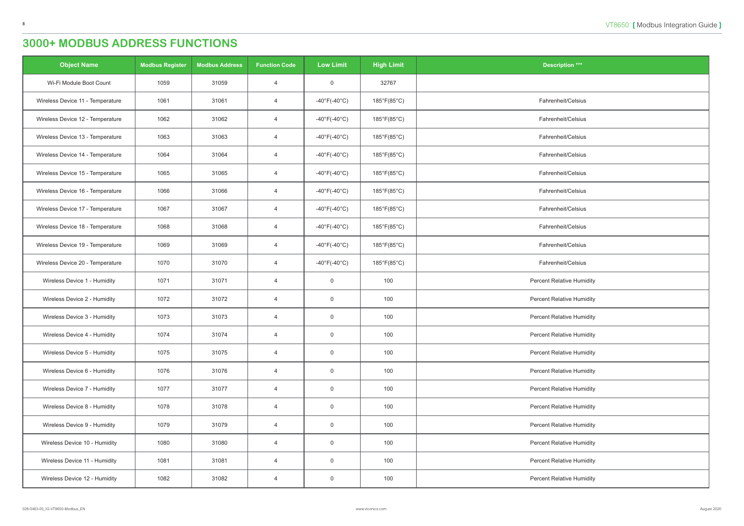# 3000+ MODBUS ADDRESS FUNCTIONS

| Object Name | Modbus Register | Modbus Address | Function Code | Low Limit | High Limit | Description *** |
|---|---|---|---|---|---|---|
| Wi-Fi Module Boot Count | 1059 | 31059 | 4 | 0 | 32767 | |
| Wireless Device 11 - Temperature | 1061 | 31061 | 4 | -40°F(-40°C) | 185°F(85°C) | Fahrenheit/Celsius |
| Wireless Device 12 - Temperature | 1062 | 31062 | 4 | -40°F(-40°C) | 185°F(85°C) | Fahrenheit/Celsius |
| Wireless Device 13 - Temperature | 1063 | 31063 | 4 | -40°F(-40°C) | 185°F(85°C) | Fahrenheit/Celsius |
| Wireless Device 14 - Temperature | 1064 | 31064 | 4 | -40°F(-40°C) | 185°F(85°C) | Fahrenheit/Celsius |
| Wireless Device 15 - Temperature | 1065 | 31065 | 4 | -40°F(-40°C) | 185°F(85°C) | Fahrenheit/Celsius |
| Wireless Device 16 - Temperature | 1066 | 31066 | 4 | -40°F(-40°C) | 185°F(85°C) | Fahrenheit/Celsius |
| Wireless Device 17 - Temperature | 1067 | 31067 | 4 | -40°F(-40°C) | 185°F(85°C) | Fahrenheit/Celsius |
| Wireless Device 18 - Temperature | 1068 | 31068 | 4 | -40°F(-40°C) | 185°F(85°C) | Fahrenheit/Celsius |
| Wireless Device 19 - Temperature | 1069 | 31069 | 4 | -40°F(-40°C) | 185°F(85°C) | Fahrenheit/Celsius |
| Wireless Device 20 - Temperature | 1070 | 31070 | 4 | -40°F(-40°C) | 185°F(85°C) | Fahrenheit/Celsius |
| Wireless Device 1 - Humidity | 1071 | 31071 | 4 | 0 | 100 | Percent Relative Humidity |
| Wireless Device 2 - Humidity | 1072 | 31072 | 4 | 0 | 100 | Percent Relative Humidity |
| Wireless Device 3 - Humidity | 1073 | 31073 | 4 | 0 | 100 | Percent Relative Humidity |
| Wireless Device 4 - Humidity | 1074 | 31074 | 4 | 0 | 100 | Percent Relative Humidity |
| Wireless Device 5 - Humidity | 1075 | 31075 | 4 | 0 | 100 | Percent Relative Humidity |
| Wireless Device 6 - Humidity | 1076 | 31076 | 4 | 0 | 100 | Percent Relative Humidity |
| Wireless Device 7 - Humidity | 1077 | 31077 | 4 | 0 | 100 | Percent Relative Humidity |
| Wireless Device 8 - Humidity | 1078 | 31078 | 4 | 0 | 100 | Percent Relative Humidity |
| Wireless Device 9 - Humidity | 1079 | 31079 | 4 | 0 | 100 | Percent Relative Humidity |
| Wireless Device 10 - Humidity | 1080 | 31080 | 4 | 0 | 100 | Percent Relative Humidity |
| Wireless Device 11 - Humidity | 1081 | 31081 | 4 | 0 | 100 | Percent Relative Humidity |
| Wireless Device 12 - Humidity | 1082 | 31082 | 4 | 0 | 100 | Percent Relative Humidity |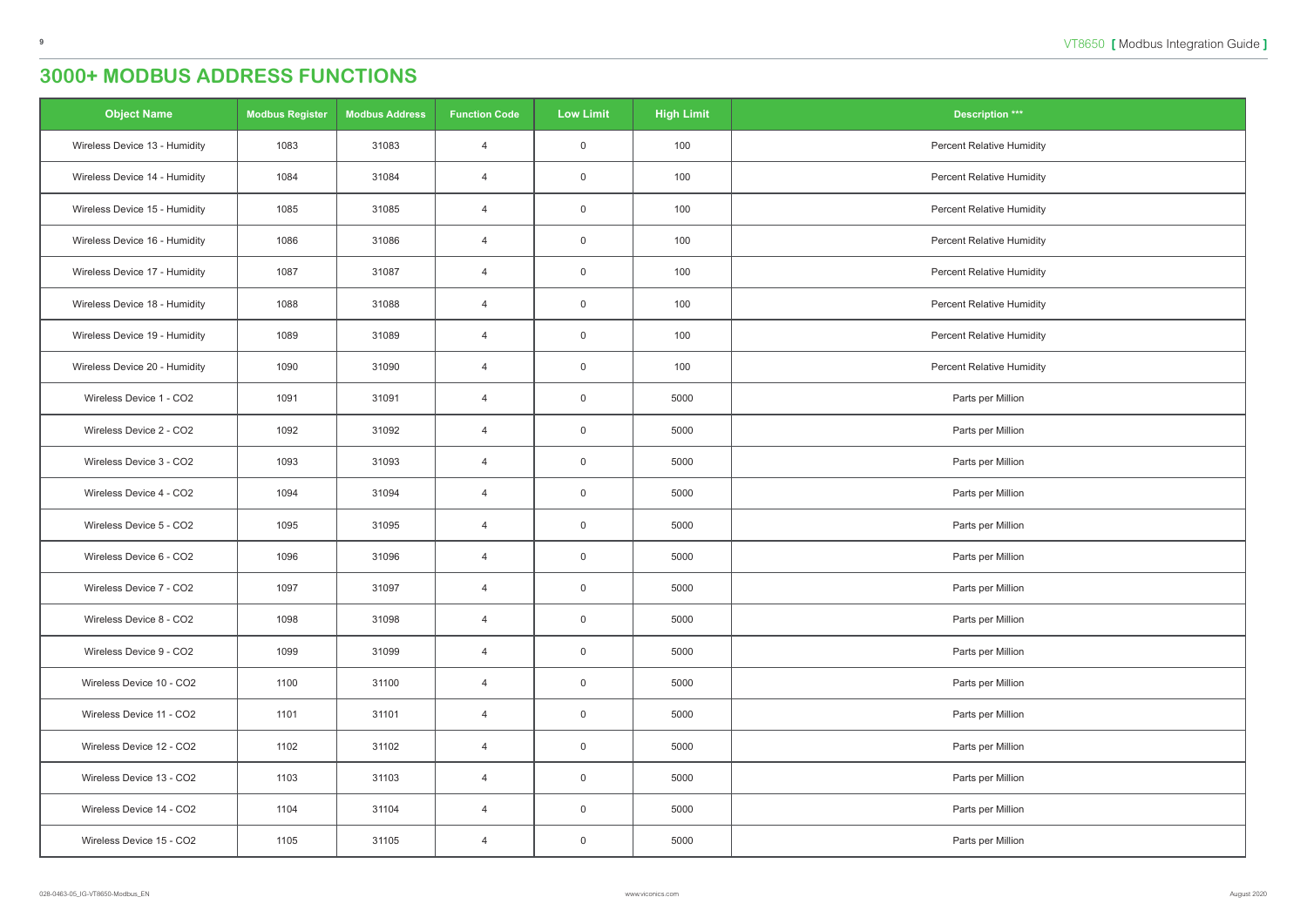# 3000+ MODBUS ADDRESS FUNCTIONS

| Object Name | Modbus Register | Modbus Address | Function Code | Low Limit | High Limit | Description *** |
|---|---|---|---|---|---|---|
| Wireless Device 13 - Humidity | 1083 | 31083 | 4 | 0 | 100 | Percent Relative Humidity |
| Wireless Device 14 - Humidity | 1084 | 31084 | 4 | 0 | 100 | Percent Relative Humidity |
| Wireless Device 15 - Humidity | 1085 | 31085 | 4 | 0 | 100 | Percent Relative Humidity |
| Wireless Device 16 - Humidity | 1086 | 31086 | 4 | 0 | 100 | Percent Relative Humidity |
| Wireless Device 17 - Humidity | 1087 | 31087 | 4 | 0 | 100 | Percent Relative Humidity |
| Wireless Device 18 - Humidity | 1088 | 31088 | 4 | 0 | 100 | Percent Relative Humidity |
| Wireless Device 19 - Humidity | 1089 | 31089 | 4 | 0 | 100 | Percent Relative Humidity |
| Wireless Device 20 - Humidity | 1090 | 31090 | 4 | 0 | 100 | Percent Relative Humidity |
| Wireless Device 1 - CO2 | 1091 | 31091 | 4 | 0 | 5000 | Parts per Million |
| Wireless Device 2 - CO2 | 1092 | 31092 | 4 | 0 | 5000 | Parts per Million |
| Wireless Device 3 - CO2 | 1093 | 31093 | 4 | 0 | 5000 | Parts per Million |
| Wireless Device 4 - CO2 | 1094 | 31094 | 4 | 0 | 5000 | Parts per Million |
| Wireless Device 5 - CO2 | 1095 | 31095 | 4 | 0 | 5000 | Parts per Million |
| Wireless Device 6 - CO2 | 1096 | 31096 | 4 | 0 | 5000 | Parts per Million |
| Wireless Device 7 - CO2 | 1097 | 31097 | 4 | 0 | 5000 | Parts per Million |
| Wireless Device 8 - CO2 | 1098 | 31098 | 4 | 0 | 5000 | Parts per Million |
| Wireless Device 9 - CO2 | 1099 | 31099 | 4 | 0 | 5000 | Parts per Million |
| Wireless Device 10 - CO2 | 1100 | 31100 | 4 | 0 | 5000 | Parts per Million |
| Wireless Device 11 - CO2 | 1101 | 31101 | 4 | 0 | 5000 | Parts per Million |
| Wireless Device 12 - CO2 | 1102 | 31102 | 4 | 0 | 5000 | Parts per Million |
| Wireless Device 13 - CO2 | 1103 | 31103 | 4 | 0 | 5000 | Parts per Million |
| Wireless Device 14 - CO2 | 1104 | 31104 | 4 | 0 | 5000 | Parts per Million |
| Wireless Device 15 - CO2 | 1105 | 31105 | 4 | 0 | 5000 | Parts per Million |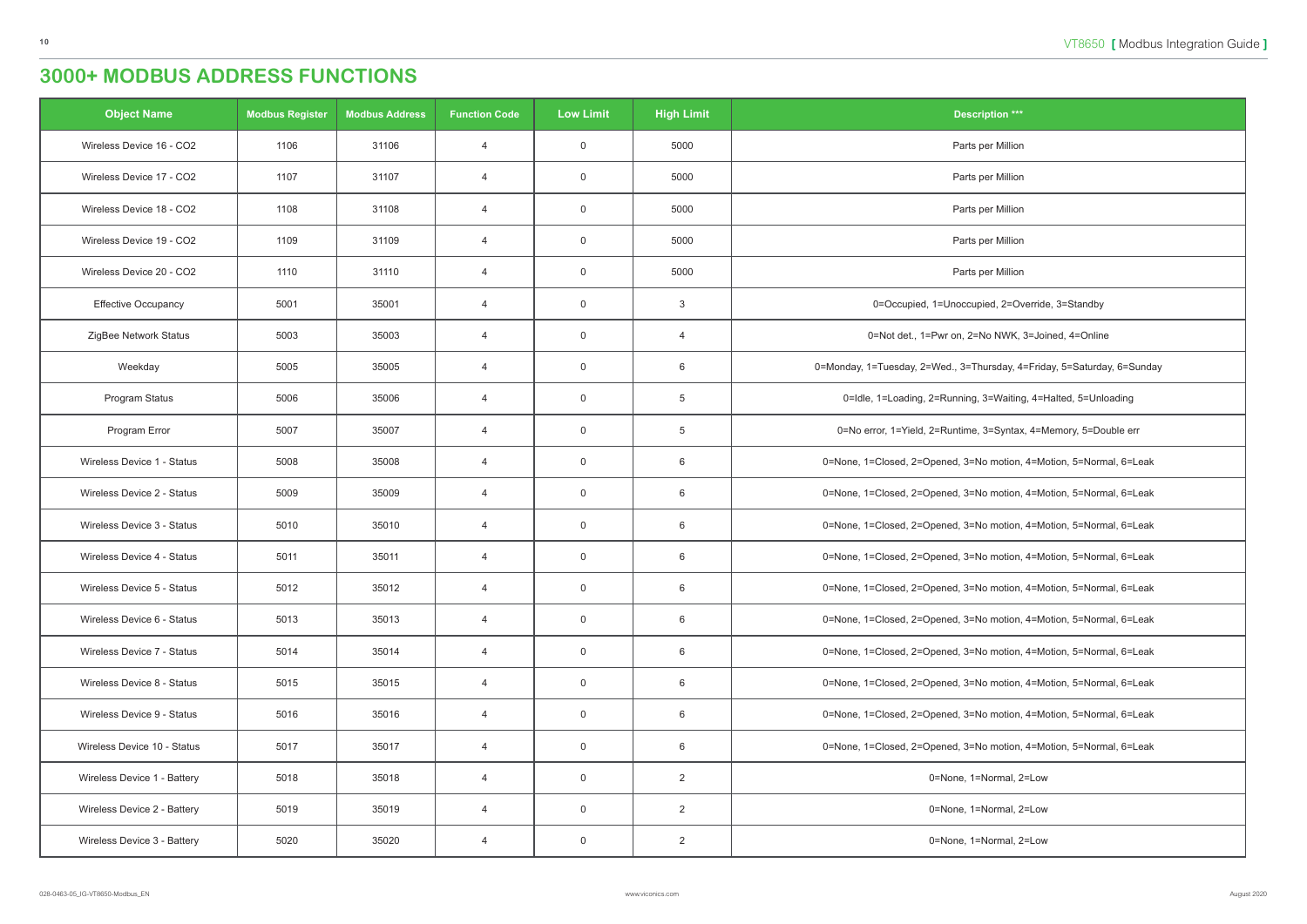# 3000+ MODBUS ADDRESS FUNCTIONS

| Object Name | Modbus Register | Modbus Address | Function Code | Low Limit | High Limit | Description *** |
|---|---|---|---|---|---|---|
| Wireless Device 16 - CO2 | 1106 | 31106 | 4 | 0 | 5000 | Parts per Million |
| Wireless Device 17 - CO2 | 1107 | 31107 | 4 | 0 | 5000 | Parts per Million |
| Wireless Device 18 - CO2 | 1108 | 31108 | 4 | 0 | 5000 | Parts per Million |
| Wireless Device 19 - CO2 | 1109 | 31109 | 4 | 0 | 5000 | Parts per Million |
| Wireless Device 20 - CO2 | 1110 | 31110 | 4 | 0 | 5000 | Parts per Million |
| Effective Occupancy | 5001 | 35001 | 4 | 0 | 3 | 0=Occupied, 1=Unoccupied, 2=Override, 3=Standby |
| ZigBee Network Status | 5003 | 35003 | 4 | 0 | 4 | 0=Not det., 1=Pwr on, 2=No NWK, 3=Joined, 4=Online |
| Weekday | 5005 | 35005 | 4 | 0 | 6 | 0=Monday, 1=Tuesday, 2=Wed., 3=Thursday, 4=Friday, 5=Saturday, 6=Sunday |
| Program Status | 5006 | 35006 | 4 | 0 | 5 | 0=Idle, 1=Loading, 2=Running, 3=Waiting, 4=Halted, 5=Unloading |
| Program Error | 5007 | 35007 | 4 | 0 | 5 | 0=No error, 1=Yield, 2=Runtime, 3=Syntax, 4=Memory, 5=Double err |
| Wireless Device 1 - Status | 5008 | 35008 | 4 | 0 | 6 | 0=None, 1=Closed, 2=Opened, 3=No motion, 4=Motion, 5=Normal, 6=Leak |
| Wireless Device 2 - Status | 5009 | 35009 | 4 | 0 | 6 | 0=None, 1=Closed, 2=Opened, 3=No motion, 4=Motion, 5=Normal, 6=Leak |
| Wireless Device 3 - Status | 5010 | 35010 | 4 | 0 | 6 | 0=None, 1=Closed, 2=Opened, 3=No motion, 4=Motion, 5=Normal, 6=Leak |
| Wireless Device 4 - Status | 5011 | 35011 | 4 | 0 | 6 | 0=None, 1=Closed, 2=Opened, 3=No motion, 4=Motion, 5=Normal, 6=Leak |
| Wireless Device 5 - Status | 5012 | 35012 | 4 | 0 | 6 | 0=None, 1=Closed, 2=Opened, 3=No motion, 4=Motion, 5=Normal, 6=Leak |
| Wireless Device 6 - Status | 5013 | 35013 | 4 | 0 | 6 | 0=None, 1=Closed, 2=Opened, 3=No motion, 4=Motion, 5=Normal, 6=Leak |
| Wireless Device 7 - Status | 5014 | 35014 | 4 | 0 | 6 | 0=None, 1=Closed, 2=Opened, 3=No motion, 4=Motion, 5=Normal, 6=Leak |
| Wireless Device 8 - Status | 5015 | 35015 | 4 | 0 | 6 | 0=None, 1=Closed, 2=Opened, 3=No motion, 4=Motion, 5=Normal, 6=Leak |
| Wireless Device 9 - Status | 5016 | 35016 | 4 | 0 | 6 | 0=None, 1=Closed, 2=Opened, 3=No motion, 4=Motion, 5=Normal, 6=Leak |
| Wireless Device 10 - Status | 5017 | 35017 | 4 | 0 | 6 | 0=None, 1=Closed, 2=Opened, 3=No motion, 4=Motion, 5=Normal, 6=Leak |
| Wireless Device 1 - Battery | 5018 | 35018 | 4 | 0 | 2 | 0=None, 1=Normal, 2=Low |
| Wireless Device 2 - Battery | 5019 | 35019 | 4 | 0 | 2 | 0=None, 1=Normal, 2=Low |
| Wireless Device 3 - Battery | 5020 | 35020 | 4 | 0 | 2 | 0=None, 1=Normal, 2=Low |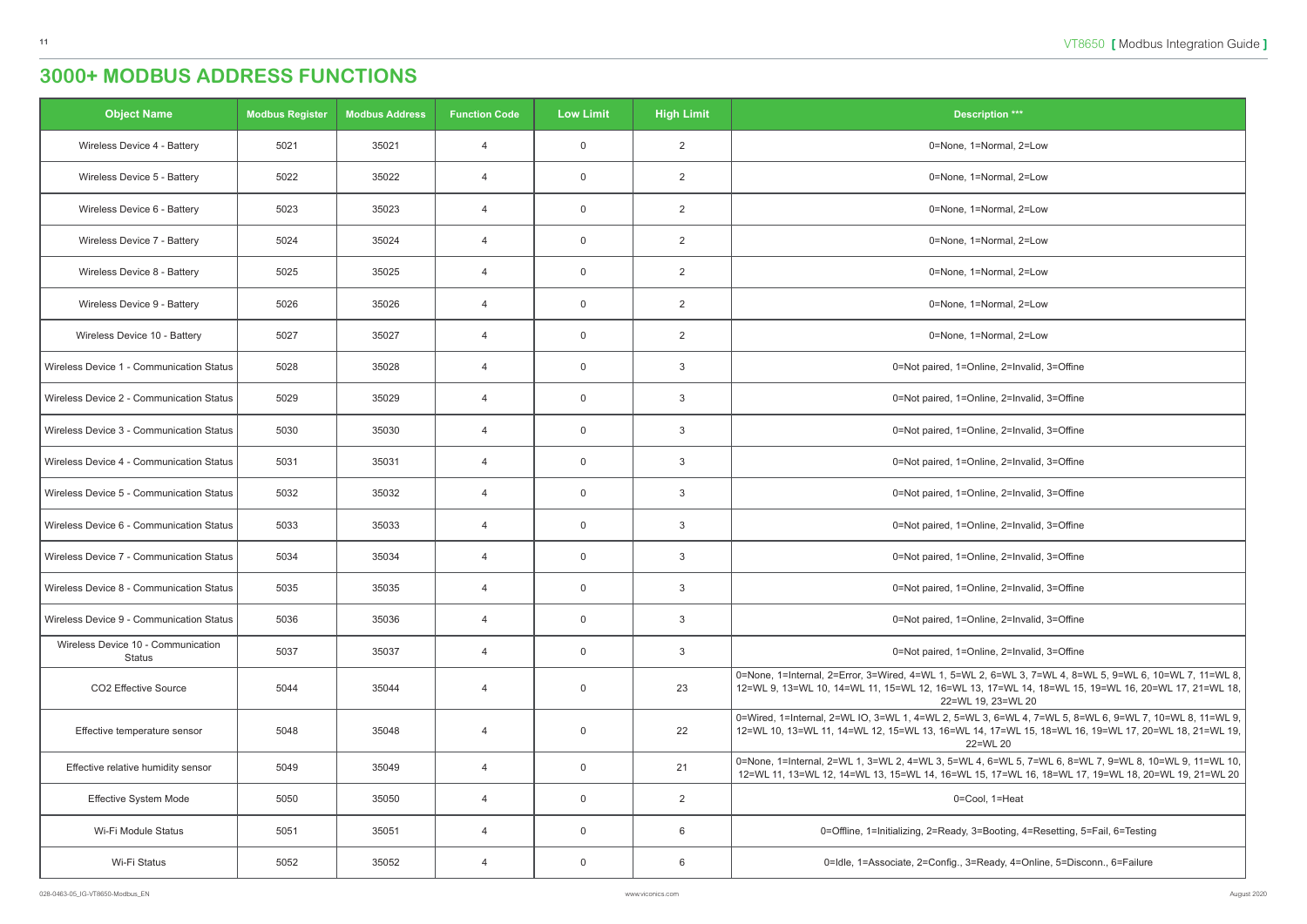# 3000+ MODBUS ADDRESS FUNCTIONS

| Object Name | Modbus Register | Modbus Address | Function Code | Low Limit | High Limit | Description *** |
|---|---|---|---|---|---|---|
| Wireless Device 4 - Battery | 5021 | 35021 | 4 | 0 | 2 | 0=None, 1=Normal, 2=Low |
| Wireless Device 5 - Battery | 5022 | 35022 | 4 | 0 | 2 | 0=None, 1=Normal, 2=Low |
| Wireless Device 6 - Battery | 5023 | 35023 | 4 | 0 | 2 | 0=None, 1=Normal, 2=Low |
| Wireless Device 7 - Battery | 5024 | 35024 | 4 | 0 | 2 | 0=None, 1=Normal, 2=Low |
| Wireless Device 8 - Battery | 5025 | 35025 | 4 | 0 | 2 | 0=None, 1=Normal, 2=Low |
| Wireless Device 9 - Battery | 5026 | 35026 | 4 | 0 | 2 | 0=None, 1=Normal, 2=Low |
| Wireless Device 10 - Battery | 5027 | 35027 | 4 | 0 | 2 | 0=None, 1=Normal, 2=Low |
| Wireless Device 1 - Communication Status | 5028 | 35028 | 4 | 0 | 3 | 0=Not paired, 1=Online, 2=Invalid, 3=Offine |
| Wireless Device 2 - Communication Status | 5029 | 35029 | 4 | 0 | 3 | 0=Not paired, 1=Online, 2=Invalid, 3=Offine |
| Wireless Device 3 - Communication Status | 5030 | 35030 | 4 | 0 | 3 | 0=Not paired, 1=Online, 2=Invalid, 3=Offine |
| Wireless Device 4 - Communication Status | 5031 | 35031 | 4 | 0 | 3 | 0=Not paired, 1=Online, 2=Invalid, 3=Offine |
| Wireless Device 5 - Communication Status | 5032 | 35032 | 4 | 0 | 3 | 0=Not paired, 1=Online, 2=Invalid, 3=Offine |
| Wireless Device 6 - Communication Status | 5033 | 35033 | 4 | 0 | 3 | 0=Not paired, 1=Online, 2=Invalid, 3=Offine |
| Wireless Device 7 - Communication Status | 5034 | 35034 | 4 | 0 | 3 | 0=Not paired, 1=Online, 2=Invalid, 3=Offine |
| Wireless Device 8 - Communication Status | 5035 | 35035 | 4 | 0 | 3 | 0=Not paired, 1=Online, 2=Invalid, 3=Offine |
| Wireless Device 9 - Communication Status | 5036 | 35036 | 4 | 0 | 3 | 0=Not paired, 1=Online, 2=Invalid, 3=Offine |
| Wireless Device 10 - Communication Status | 5037 | 35037 | 4 | 0 | 3 | 0=Not paired, 1=Online, 2=Invalid, 3=Offine |
| CO2 Effective Source | 5044 | 35044 | 4 | 0 | 23 | 0=None, 1=Internal, 2=Error, 3=Wired, 4=WL 1, 5=WL 2, 6=WL 3, 7=WL 4, 8=WL 5, 9=WL 6, 10=WL 7, 11=WL 8, 12=WL 9, 13=WL 10, 14=WL 11, 15=WL 12, 16=WL 13, 17=WL 14, 18=WL 15, 19=WL 16, 20=WL 17, 21=WL 18, 22=WL 19, 23=WL 20 |
| Effective temperature sensor | 5048 | 35048 | 4 | 0 | 22 | 0=Wired, 1=Internal, 2=WL IO, 3=WL 1, 4=WL 2, 5=WL 3, 6=WL 4, 7=WL 5, 8=WL 6, 9=WL 7, 10=WL 8, 11=WL 9, 12=WL 10, 13=WL 11, 14=WL 12, 15=WL 13, 16=WL 14, 17=WL 15, 18=WL 16, 19=WL 17, 20=WL 18, 21=WL 19, 22=WL 20 |
| Effective relative humidity sensor | 5049 | 35049 | 4 | 0 | 21 | 0=None, 1=Internal, 2=WL 1, 3=WL 2, 4=WL 3, 5=WL 4, 6=WL 5, 7=WL 6, 8=WL 7, 9=WL 8, 10=WL 9, 11=WL 10, 12=WL 11, 13=WL 12, 14=WL 13, 15=WL 14, 16=WL 15, 17=WL 16, 18=WL 17, 19=WL 18, 20=WL 19, 21=WL 20 |
| Effective System Mode | 5050 | 35050 | 4 | 0 | 2 | 0=Cool, 1=Heat |
| Wi-Fi Module Status | 5051 | 35051 | 4 | 0 | 6 | 0=Offline, 1=Initializing, 2=Ready, 3=Booting, 4=Resetting, 5=Fail, 6=Testing |
| Wi-Fi Status | 5052 | 35052 | 4 | 0 | 6 | 0=Idle, 1=Associate, 2=Config., 3=Ready, 4=Online, 5=Disconn., 6=Failure |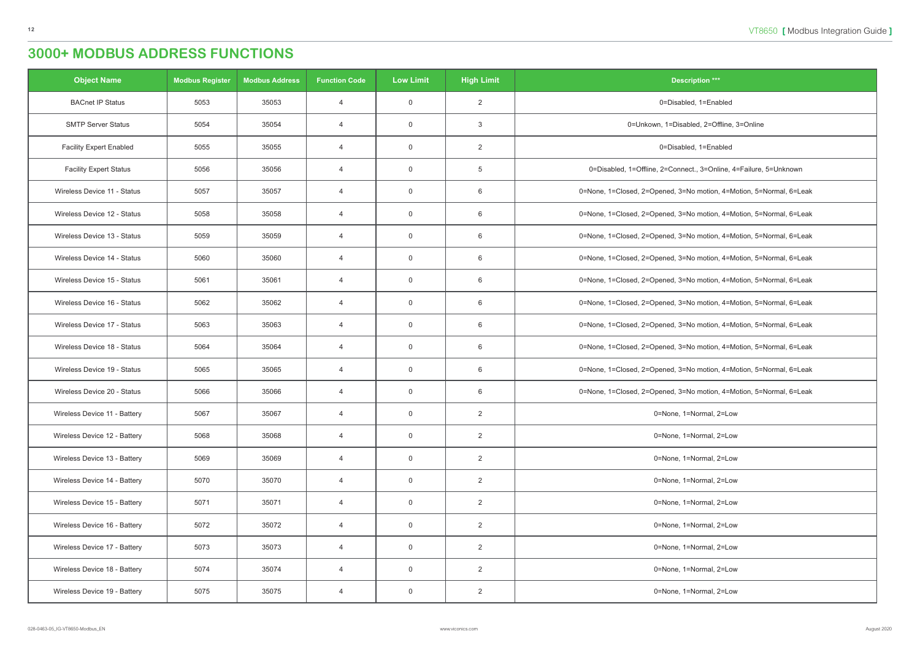# 3000+ MODBUS ADDRESS FUNCTIONS

| Object Name | Modbus Register | Modbus Address | Function Code | Low Limit | High Limit | Description *** |
|---|---|---|---|---|---|---|
| BACnet IP Status | 5053 | 35053 | 4 | 0 | 2 | 0=Disabled, 1=Enabled |
| SMTP Server Status | 5054 | 35054 | 4 | 0 | 3 | 0=Unkown, 1=Disabled, 2=Offline, 3=Online |
| Facility Expert Enabled | 5055 | 35055 | 4 | 0 | 2 | 0=Disabled, 1=Enabled |
| Facility Expert Status | 5056 | 35056 | 4 | 0 | 5 | 0=Disabled, 1=Offline, 2=Connect., 3=Online, 4=Failure, 5=Unknown |
| Wireless Device 11 - Status | 5057 | 35057 | 4 | 0 | 6 | 0=None, 1=Closed, 2=Opened, 3=No motion, 4=Motion, 5=Normal, 6=Leak |
| Wireless Device 12 - Status | 5058 | 35058 | 4 | 0 | 6 | 0=None, 1=Closed, 2=Opened, 3=No motion, 4=Motion, 5=Normal, 6=Leak |
| Wireless Device 13 - Status | 5059 | 35059 | 4 | 0 | 6 | 0=None, 1=Closed, 2=Opened, 3=No motion, 4=Motion, 5=Normal, 6=Leak |
| Wireless Device 14 - Status | 5060 | 35060 | 4 | 0 | 6 | 0=None, 1=Closed, 2=Opened, 3=No motion, 4=Motion, 5=Normal, 6=Leak |
| Wireless Device 15 - Status | 5061 | 35061 | 4 | 0 | 6 | 0=None, 1=Closed, 2=Opened, 3=No motion, 4=Motion, 5=Normal, 6=Leak |
| Wireless Device 16 - Status | 5062 | 35062 | 4 | 0 | 6 | 0=None, 1=Closed, 2=Opened, 3=No motion, 4=Motion, 5=Normal, 6=Leak |
| Wireless Device 17 - Status | 5063 | 35063 | 4 | 0 | 6 | 0=None, 1=Closed, 2=Opened, 3=No motion, 4=Motion, 5=Normal, 6=Leak |
| Wireless Device 18 - Status | 5064 | 35064 | 4 | 0 | 6 | 0=None, 1=Closed, 2=Opened, 3=No motion, 4=Motion, 5=Normal, 6=Leak |
| Wireless Device 19 - Status | 5065 | 35065 | 4 | 0 | 6 | 0=None, 1=Closed, 2=Opened, 3=No motion, 4=Motion, 5=Normal, 6=Leak |
| Wireless Device 20 - Status | 5066 | 35066 | 4 | 0 | 6 | 0=None, 1=Closed, 2=Opened, 3=No motion, 4=Motion, 5=Normal, 6=Leak |
| Wireless Device 11 - Battery | 5067 | 35067 | 4 | 0 | 2 | 0=None, 1=Normal, 2=Low |
| Wireless Device 12 - Battery | 5068 | 35068 | 4 | 0 | 2 | 0=None, 1=Normal, 2=Low |
| Wireless Device 13 - Battery | 5069 | 35069 | 4 | 0 | 2 | 0=None, 1=Normal, 2=Low |
| Wireless Device 14 - Battery | 5070 | 35070 | 4 | 0 | 2 | 0=None, 1=Normal, 2=Low |
| Wireless Device 15 - Battery | 5071 | 35071 | 4 | 0 | 2 | 0=None, 1=Normal, 2=Low |
| Wireless Device 16 - Battery | 5072 | 35072 | 4 | 0 | 2 | 0=None, 1=Normal, 2=Low |
| Wireless Device 17 - Battery | 5073 | 35073 | 4 | 0 | 2 | 0=None, 1=Normal, 2=Low |
| Wireless Device 18 - Battery | 5074 | 35074 | 4 | 0 | 2 | 0=None, 1=Normal, 2=Low |
| Wireless Device 19 - Battery | 5075 | 35075 | 4 | 0 | 2 | 0=None, 1=Normal, 2=Low |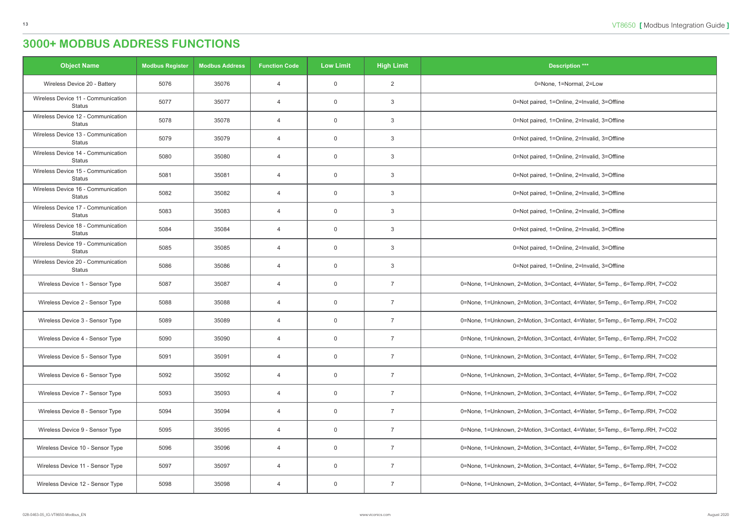# 3000+ MODBUS ADDRESS FUNCTIONS

| Object Name | Modbus Register | Modbus Address | Function Code | Low Limit | High Limit | Description *** |
|---|---|---|---|---|---|---|
| Wireless Device 20 - Battery | 5076 | 35076 | 4 | 0 | 2 | 0=None, 1=Normal, 2=Low |
| Wireless Device 11 - Communication Status | 5077 | 35077 | 4 | 0 | 3 | 0=Not paired, 1=Online, 2=Invalid, 3=Offline |
| Wireless Device 12 - Communication Status | 5078 | 35078 | 4 | 0 | 3 | 0=Not paired, 1=Online, 2=Invalid, 3=Offline |
| Wireless Device 13 - Communication Status | 5079 | 35079 | 4 | 0 | 3 | 0=Not paired, 1=Online, 2=Invalid, 3=Offline |
| Wireless Device 14 - Communication Status | 5080 | 35080 | 4 | 0 | 3 | 0=Not paired, 1=Online, 2=Invalid, 3=Offline |
| Wireless Device 15 - Communication Status | 5081 | 35081 | 4 | 0 | 3 | 0=Not paired, 1=Online, 2=Invalid, 3=Offline |
| Wireless Device 16 - Communication Status | 5082 | 35082 | 4 | 0 | 3 | 0=Not paired, 1=Online, 2=Invalid, 3=Offline |
| Wireless Device 17 - Communication Status | 5083 | 35083 | 4 | 0 | 3 | 0=Not paired, 1=Online, 2=Invalid, 3=Offline |
| Wireless Device 18 - Communication Status | 5084 | 35084 | 4 | 0 | 3 | 0=Not paired, 1=Online, 2=Invalid, 3=Offline |
| Wireless Device 19 - Communication Status | 5085 | 35085 | 4 | 0 | 3 | 0=Not paired, 1=Online, 2=Invalid, 3=Offline |
| Wireless Device 20 - Communication Status | 5086 | 35086 | 4 | 0 | 3 | 0=Not paired, 1=Online, 2=Invalid, 3=Offline |
| Wireless Device 1 - Sensor Type | 5087 | 35087 | 4 | 0 | 7 | 0=None, 1=Unknown, 2=Motion, 3=Contact, 4=Water, 5=Temp., 6=Temp./RH, 7=CO2 |
| Wireless Device 2 - Sensor Type | 5088 | 35088 | 4 | 0 | 7 | 0=None, 1=Unknown, 2=Motion, 3=Contact, 4=Water, 5=Temp., 6=Temp./RH, 7=CO2 |
| Wireless Device 3 - Sensor Type | 5089 | 35089 | 4 | 0 | 7 | 0=None, 1=Unknown, 2=Motion, 3=Contact, 4=Water, 5=Temp., 6=Temp./RH, 7=CO2 |
| Wireless Device 4 - Sensor Type | 5090 | 35090 | 4 | 0 | 7 | 0=None, 1=Unknown, 2=Motion, 3=Contact, 4=Water, 5=Temp., 6=Temp./RH, 7=CO2 |
| Wireless Device 5 - Sensor Type | 5091 | 35091 | 4 | 0 | 7 | 0=None, 1=Unknown, 2=Motion, 3=Contact, 4=Water, 5=Temp., 6=Temp./RH, 7=CO2 |
| Wireless Device 6 - Sensor Type | 5092 | 35092 | 4 | 0 | 7 | 0=None, 1=Unknown, 2=Motion, 3=Contact, 4=Water, 5=Temp., 6=Temp./RH, 7=CO2 |
| Wireless Device 7 - Sensor Type | 5093 | 35093 | 4 | 0 | 7 | 0=None, 1=Unknown, 2=Motion, 3=Contact, 4=Water, 5=Temp., 6=Temp./RH, 7=CO2 |
| Wireless Device 8 - Sensor Type | 5094 | 35094 | 4 | 0 | 7 | 0=None, 1=Unknown, 2=Motion, 3=Contact, 4=Water, 5=Temp., 6=Temp./RH, 7=CO2 |
| Wireless Device 9 - Sensor Type | 5095 | 35095 | 4 | 0 | 7 | 0=None, 1=Unknown, 2=Motion, 3=Contact, 4=Water, 5=Temp., 6=Temp./RH, 7=CO2 |
| Wireless Device 10 - Sensor Type | 5096 | 35096 | 4 | 0 | 7 | 0=None, 1=Unknown, 2=Motion, 3=Contact, 4=Water, 5=Temp., 6=Temp./RH, 7=CO2 |
| Wireless Device 11 - Sensor Type | 5097 | 35097 | 4 | 0 | 7 | 0=None, 1=Unknown, 2=Motion, 3=Contact, 4=Water, 5=Temp., 6=Temp./RH, 7=CO2 |
| Wireless Device 12 - Sensor Type | 5098 | 35098 | 4 | 0 | 7 | 0=None, 1=Unknown, 2=Motion, 3=Contact, 4=Water, 5=Temp., 6=Temp./RH, 7=CO2 |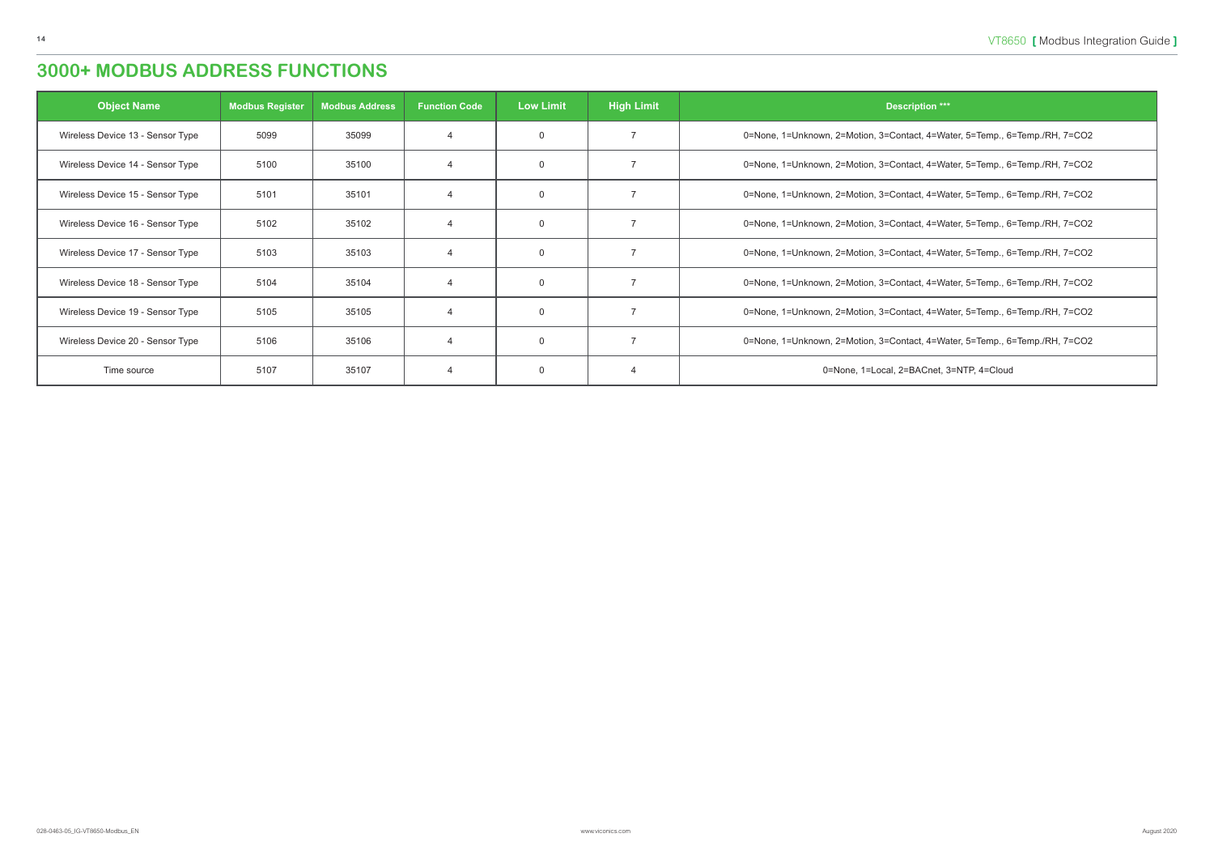# 3000+ MODBUS ADDRESS FUNCTIONS

| Object Name | Modbus Register | Modbus Address | Function Code | Low Limit | High Limit | Description *** |
|---|---|---|---|---|---|---|
| Wireless Device 13 - Sensor Type | 5099 | 35099 | 4 | 0 | 7 | 0=None, 1=Unknown, 2=Motion, 3=Contact, 4=Water, 5=Temp., 6=Temp./RH, 7=CO2 |
| Wireless Device 14 - Sensor Type | 5100 | 35100 | 4 | 0 | 7 | 0=None, 1=Unknown, 2=Motion, 3=Contact, 4=Water, 5=Temp., 6=Temp./RH, 7=CO2 |
| Wireless Device 15 - Sensor Type | 5101 | 35101 | 4 | 0 | 7 | 0=None, 1=Unknown, 2=Motion, 3=Contact, 4=Water, 5=Temp., 6=Temp./RH, 7=CO2 |
| Wireless Device 16 - Sensor Type | 5102 | 35102 | 4 | 0 | 7 | 0=None, 1=Unknown, 2=Motion, 3=Contact, 4=Water, 5=Temp., 6=Temp./RH, 7=CO2 |
| Wireless Device 17 - Sensor Type | 5103 | 35103 | 4 | 0 | 7 | 0=None, 1=Unknown, 2=Motion, 3=Contact, 4=Water, 5=Temp., 6=Temp./RH, 7=CO2 |
| Wireless Device 18 - Sensor Type | 5104 | 35104 | 4 | 0 | 7 | 0=None, 1=Unknown, 2=Motion, 3=Contact, 4=Water, 5=Temp., 6=Temp./RH, 7=CO2 |
| Wireless Device 19 - Sensor Type | 5105 | 35105 | 4 | 0 | 7 | 0=None, 1=Unknown, 2=Motion, 3=Contact, 4=Water, 5=Temp., 6=Temp./RH, 7=CO2 |
| Wireless Device 20 - Sensor Type | 5106 | 35106 | 4 | 0 | 7 | 0=None, 1=Unknown, 2=Motion, 3=Contact, 4=Water, 5=Temp., 6=Temp./RH, 7=CO2 |
| Time source | 5107 | 35107 | 4 | 0 | 4 | 0=None, 1=Local, 2=BACnet, 3=NTP, 4=Cloud |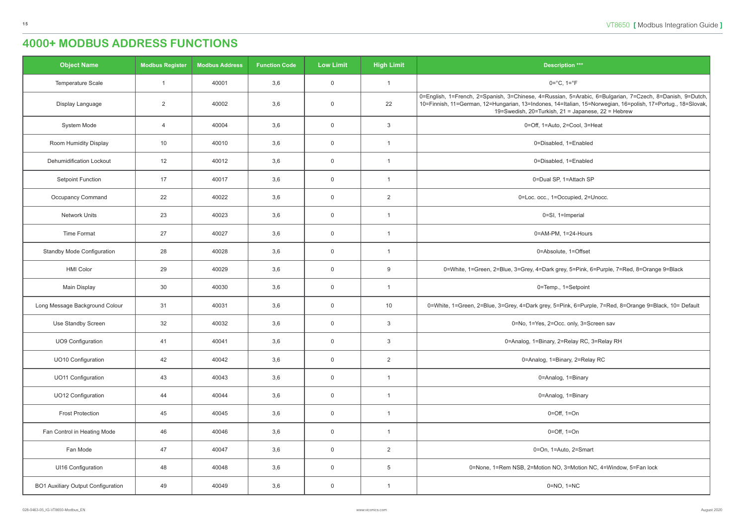# 4000+ MODBUS ADDRESS FUNCTIONS

| Object Name | Modbus Register | Modbus Address | Function Code | Low Limit | High Limit | Description *** |
|---|---|---|---|---|---|---|
| Temperature Scale | 1 | 40001 | 3,6 | 0 | 1 | 0=°C, 1=°F |
| Display Language | 2 | 40002 | 3,6 | 0 | 22 | 0=English, 1=French, 2=Spanish, 3=Chinese, 4=Russian, 5=Arabic, 6=Bulgarian, 7=Czech, 8=Danish, 9=Dutch, 10=Finnish, 11=German, 12=Hungarian, 13=Indones, 14=Italian, 15=Norwegian, 16=polish, 17=Portug., 18=Slovak, 19=Swedish, 20=Turkish, 21 = Japanese, 22 = Hebrew |
| System Mode | 4 | 40004 | 3,6 | 0 | 3 | 0=Off, 1=Auto, 2=Cool, 3=Heat |
| Room Humidity Display | 10 | 40010 | 3,6 | 0 | 1 | 0=Disabled, 1=Enabled |
| Dehumidification Lockout | 12 | 40012 | 3,6 | 0 | 1 | 0=Disabled, 1=Enabled |
| Setpoint Function | 17 | 40017 | 3,6 | 0 | 1 | 0=Dual SP, 1=Attach SP |
| Occupancy Command | 22 | 40022 | 3,6 | 0 | 2 | 0=Loc. occ., 1=Occupied, 2=Unocc. |
| Network Units | 23 | 40023 | 3,6 | 0 | 1 | 0=SI, 1=Imperial |
| Time Format | 27 | 40027 | 3,6 | 0 | 1 | 0=AM-PM, 1=24-Hours |
| Standby Mode Configuration | 28 | 40028 | 3,6 | 0 | 1 | 0=Absolute, 1=Offset |
| HMI Color | 29 | 40029 | 3,6 | 0 | 9 | 0=White, 1=Green, 2=Blue, 3=Grey, 4=Dark grey, 5=Pink, 6=Purple, 7=Red, 8=Orange 9=Black |
| Main Display | 30 | 40030 | 3,6 | 0 | 1 | 0=Temp., 1=Setpoint |
| Long Message Background Colour | 31 | 40031 | 3,6 | 0 | 10 | 0=White, 1=Green, 2=Blue, 3=Grey, 4=Dark grey, 5=Pink, 6=Purple, 7=Red, 8=Orange 9=Black, 10= Default |
| Use Standby Screen | 32 | 40032 | 3,6 | 0 | 3 | 0=No, 1=Yes, 2=Occ. only, 3=Screen sav |
| UO9 Configuration | 41 | 40041 | 3,6 | 0 | 3 | 0=Analog, 1=Binary, 2=Relay RC, 3=Relay RH |
| UO10 Configuration | 42 | 40042 | 3,6 | 0 | 2 | 0=Analog, 1=Binary, 2=Relay RC |
| UO11 Configuration | 43 | 40043 | 3,6 | 0 | 1 | 0=Analog, 1=Binary |
| UO12 Configuration | 44 | 40044 | 3,6 | 0 | 1 | 0=Analog, 1=Binary |
| Frost Protection | 45 | 40045 | 3,6 | 0 | 1 | 0=Off, 1=On |
| Fan Control in Heating Mode | 46 | 40046 | 3,6 | 0 | 1 | 0=Off, 1=On |
| Fan Mode | 47 | 40047 | 3,6 | 0 | 2 | 0=On, 1=Auto, 2=Smart |
| UI16 Configuration | 48 | 40048 | 3,6 | 0 | 5 | 0=None, 1=Rem NSB, 2=Motion NO, 3=Motion NC, 4=Window, 5=Fan lock |
| BO1 Auxiliary Output Configuration | 49 | 40049 | 3,6 | 0 | 1 | 0=NO, 1=NC |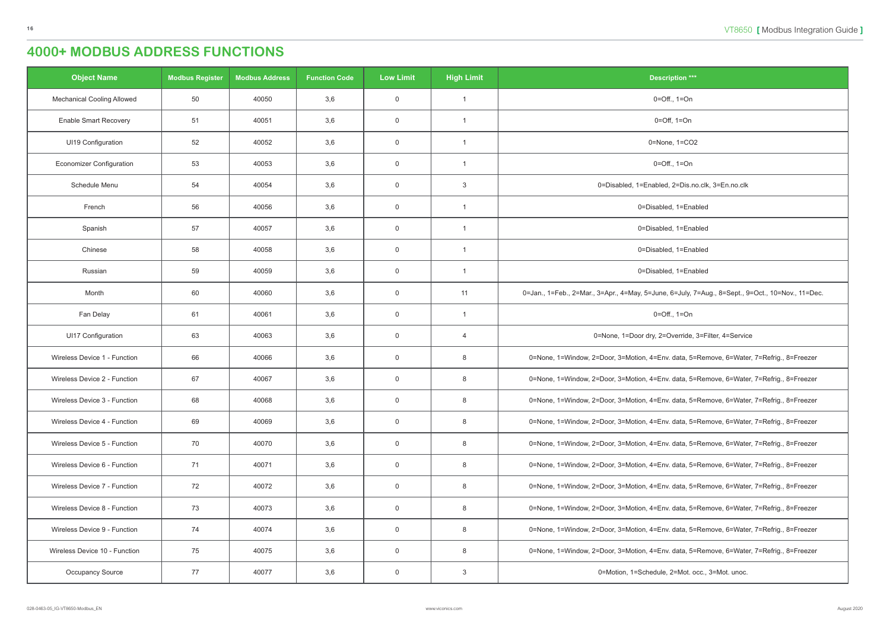# 4000+ MODBUS ADDRESS FUNCTIONS

| Object Name | Modbus Register | Modbus Address | Function Code | Low Limit | High Limit | Description *** |
|---|---|---|---|---|---|---|
| Mechanical Cooling Allowed | 50 | 40050 | 3,6 | 0 | 1 | 0=Off., 1=On |
| Enable Smart Recovery | 51 | 40051 | 3,6 | 0 | 1 | 0=Off, 1=On |
| UI19 Configuration | 52 | 40052 | 3,6 | 0 | 1 | 0=None, 1=CO2 |
| Economizer Configuration | 53 | 40053 | 3,6 | 0 | 1 | 0=Off., 1=On |
| Schedule Menu | 54 | 40054 | 3,6 | 0 | 3 | 0=Disabled, 1=Enabled, 2=Dis.no.clk, 3=En.no.clk |
| French | 56 | 40056 | 3,6 | 0 | 1 | 0=Disabled, 1=Enabled |
| Spanish | 57 | 40057 | 3,6 | 0 | 1 | 0=Disabled, 1=Enabled |
| Chinese | 58 | 40058 | 3,6 | 0 | 1 | 0=Disabled, 1=Enabled |
| Russian | 59 | 40059 | 3,6 | 0 | 1 | 0=Disabled, 1=Enabled |
| Month | 60 | 40060 | 3,6 | 0 | 11 | 0=Jan., 1=Feb., 2=Mar., 3=Apr., 4=May, 5=June, 6=July, 7=Aug., 8=Sept., 9=Oct., 10=Nov., 11=Dec. |
| Fan Delay | 61 | 40061 | 3,6 | 0 | 1 | 0=Off., 1=On |
| UI17 Configuration | 63 | 40063 | 3,6 | 0 | 4 | 0=None, 1=Door dry, 2=Override, 3=Filter, 4=Service |
| Wireless Device 1 - Function | 66 | 40066 | 3,6 | 0 | 8 | 0=None, 1=Window, 2=Door, 3=Motion, 4=Env. data, 5=Remove, 6=Water, 7=Refrig., 8=Freezer |
| Wireless Device 2 - Function | 67 | 40067 | 3,6 | 0 | 8 | 0=None, 1=Window, 2=Door, 3=Motion, 4=Env. data, 5=Remove, 6=Water, 7=Refrig., 8=Freezer |
| Wireless Device 3 - Function | 68 | 40068 | 3,6 | 0 | 8 | 0=None, 1=Window, 2=Door, 3=Motion, 4=Env. data, 5=Remove, 6=Water, 7=Refrig., 8=Freezer |
| Wireless Device 4 - Function | 69 | 40069 | 3,6 | 0 | 8 | 0=None, 1=Window, 2=Door, 3=Motion, 4=Env. data, 5=Remove, 6=Water, 7=Refrig., 8=Freezer |
| Wireless Device 5 - Function | 70 | 40070 | 3,6 | 0 | 8 | 0=None, 1=Window, 2=Door, 3=Motion, 4=Env. data, 5=Remove, 6=Water, 7=Refrig., 8=Freezer |
| Wireless Device 6 - Function | 71 | 40071 | 3,6 | 0 | 8 | 0=None, 1=Window, 2=Door, 3=Motion, 4=Env. data, 5=Remove, 6=Water, 7=Refrig., 8=Freezer |
| Wireless Device 7 - Function | 72 | 40072 | 3,6 | 0 | 8 | 0=None, 1=Window, 2=Door, 3=Motion, 4=Env. data, 5=Remove, 6=Water, 7=Refrig., 8=Freezer |
| Wireless Device 8 - Function | 73 | 40073 | 3,6 | 0 | 8 | 0=None, 1=Window, 2=Door, 3=Motion, 4=Env. data, 5=Remove, 6=Water, 7=Refrig., 8=Freezer |
| Wireless Device 9 - Function | 74 | 40074 | 3,6 | 0 | 8 | 0=None, 1=Window, 2=Door, 3=Motion, 4=Env. data, 5=Remove, 6=Water, 7=Refrig., 8=Freezer |
| Wireless Device 10 - Function | 75 | 40075 | 3,6 | 0 | 8 | 0=None, 1=Window, 2=Door, 3=Motion, 4=Env. data, 5=Remove, 6=Water, 7=Refrig., 8=Freezer |
| Occupancy Source | 77 | 40077 | 3,6 | 0 | 3 | 0=Motion, 1=Schedule, 2=Mot. occ., 3=Mot. unoc. |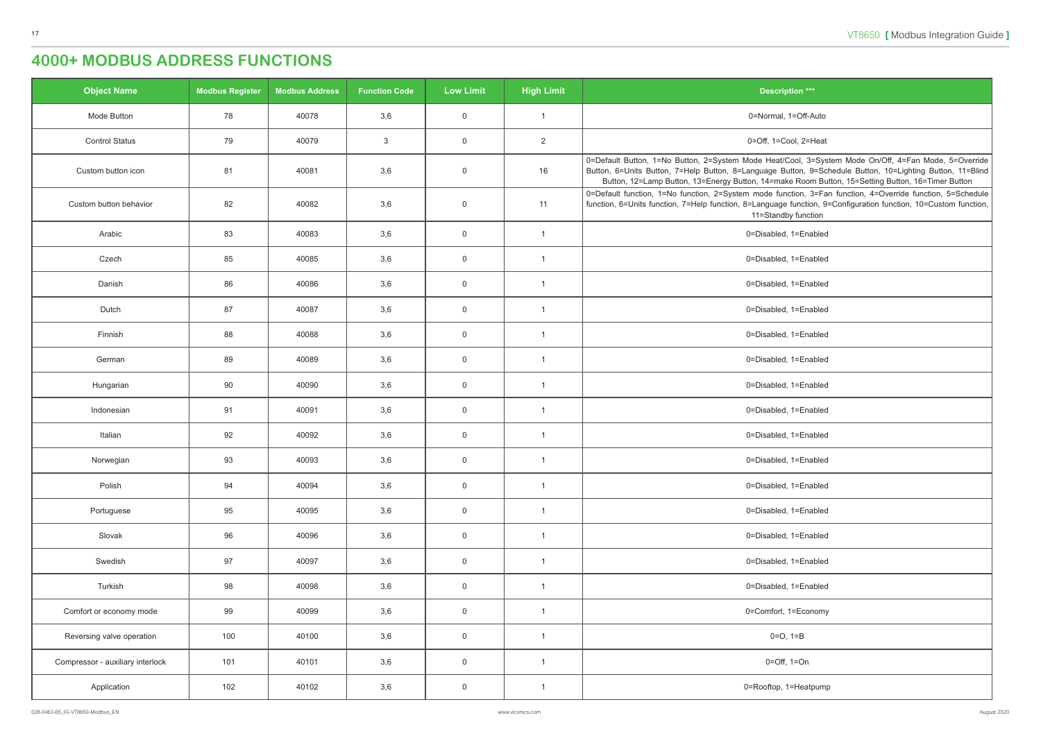# 4000+ MODBUS ADDRESS FUNCTIONS

| Object Name | Modbus Register | Modbus Address | Function Code | Low Limit | High Limit | Description *** |
|---|---|---|---|---|---|---|
| Mode Button | 78 | 40078 | 3,6 | 0 | 1 | 0=Normal, 1=Off-Auto |
| Control Status | 79 | 40079 | 3 | 0 | 2 | 0=Off, 1=Cool, 2=Heat |
| Custom button icon | 81 | 40081 | 3,6 | 0 | 16 | 0=Default Button, 1=No Button, 2=System Mode Heat/Cool, 3=System Mode On/Off, 4=Fan Mode, 5=Override Button, 6=Units Button, 7=Help Button, 8=Language Button, 9=Schedule Button, 10=Lighting Button, 11=Blind Button, 12=Lamp Button, 13=Energy Button, 14=make Room Button, 15=Setting Button, 16=Timer Button |
| Custom button behavior | 82 | 40082 | 3,6 | 0 | 11 | 0=Default function, 1=No function, 2=System mode function, 3=Fan function, 4=Override function, 5=Schedule function, 6=Units function, 7=Help function, 8=Language function, 9=Configuration function, 10=Custom function, 11=Standby function |
| Arabic | 83 | 40083 | 3,6 | 0 | 1 | 0=Disabled, 1=Enabled |
| Czech | 85 | 40085 | 3,6 | 0 | 1 | 0=Disabled, 1=Enabled |
| Danish | 86 | 40086 | 3,6 | 0 | 1 | 0=Disabled, 1=Enabled |
| Dutch | 87 | 40087 | 3,6 | 0 | 1 | 0=Disabled, 1=Enabled |
| Finnish | 88 | 40088 | 3,6 | 0 | 1 | 0=Disabled, 1=Enabled |
| German | 89 | 40089 | 3,6 | 0 | 1 | 0=Disabled, 1=Enabled |
| Hungarian | 90 | 40090 | 3,6 | 0 | 1 | 0=Disabled, 1=Enabled |
| Indonesian | 91 | 40091 | 3,6 | 0 | 1 | 0=Disabled, 1=Enabled |
| Italian | 92 | 40092 | 3,6 | 0 | 1 | 0=Disabled, 1=Enabled |
| Norwegian | 93 | 40093 | 3,6 | 0 | 1 | 0=Disabled, 1=Enabled |
| Polish | 94 | 40094 | 3,6 | 0 | 1 | 0=Disabled, 1=Enabled |
| Portuguese | 95 | 40095 | 3,6 | 0 | 1 | 0=Disabled, 1=Enabled |
| Slovak | 96 | 40096 | 3,6 | 0 | 1 | 0=Disabled, 1=Enabled |
| Swedish | 97 | 40097 | 3,6 | 0 | 1 | 0=Disabled, 1=Enabled |
| Turkish | 98 | 40098 | 3,6 | 0 | 1 | 0=Disabled, 1=Enabled |
| Comfort or economy mode | 99 | 40099 | 3,6 | 0 | 1 | 0=Comfort, 1=Economy |
| Reversing valve operation | 100 | 40100 | 3,6 | 0 | 1 | 0=O, 1=B |
| Compressor - auxiliary interlock | 101 | 40101 | 3,6 | 0 | 1 | 0=Off, 1=On |
| Application | 102 | 40102 | 3,6 | 0 | 1 | 0=Rooftop, 1=Heatpump |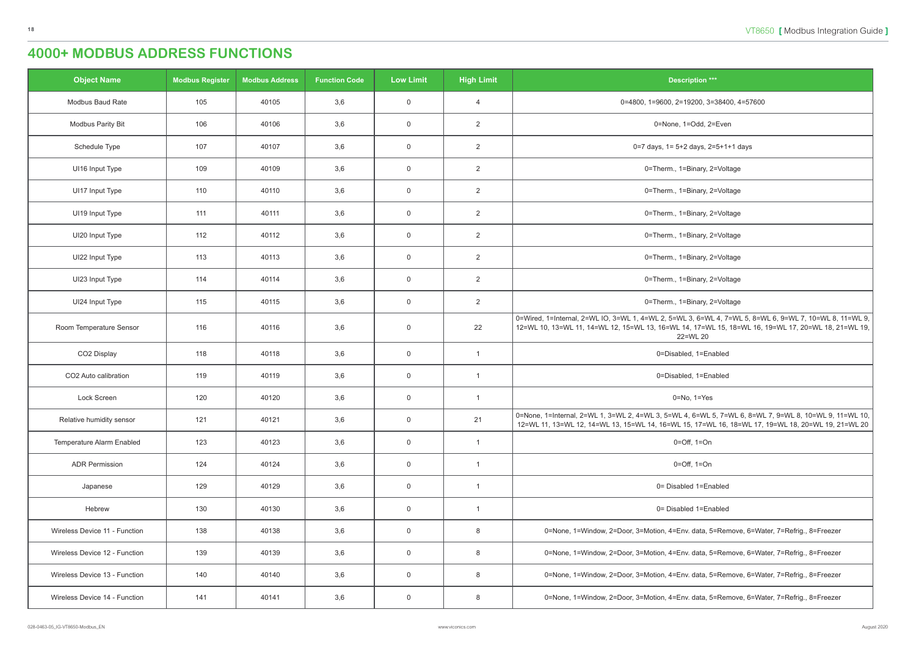# 4000+ MODBUS ADDRESS FUNCTIONS

| Object Name | Modbus Register | Modbus Address | Function Code | Low Limit | High Limit | Description *** |
|---|---|---|---|---|---|---|
| Modbus Baud Rate | 105 | 40105 | 3,6 | 0 | 4 | 0=4800, 1=9600, 2=19200, 3=38400, 4=57600 |
| Modbus Parity Bit | 106 | 40106 | 3,6 | 0 | 2 | 0=None, 1=Odd, 2=Even |
| Schedule Type | 107 | 40107 | 3,6 | 0 | 2 | 0=7 days, 1= 5+2 days, 2=5+1+1 days |
| UI16 Input Type | 109 | 40109 | 3,6 | 0 | 2 | 0=Therm., 1=Binary, 2=Voltage |
| UI17 Input Type | 110 | 40110 | 3,6 | 0 | 2 | 0=Therm., 1=Binary, 2=Voltage |
| UI19 Input Type | 111 | 40111 | 3,6 | 0 | 2 | 0=Therm., 1=Binary, 2=Voltage |
| UI20 Input Type | 112 | 40112 | 3,6 | 0 | 2 | 0=Therm., 1=Binary, 2=Voltage |
| UI22 Input Type | 113 | 40113 | 3,6 | 0 | 2 | 0=Therm., 1=Binary, 2=Voltage |
| UI23 Input Type | 114 | 40114 | 3,6 | 0 | 2 | 0=Therm., 1=Binary, 2=Voltage |
| UI24 Input Type | 115 | 40115 | 3,6 | 0 | 2 | 0=Therm., 1=Binary, 2=Voltage |
| Room Temperature Sensor | 116 | 40116 | 3,6 | 0 | 22 | 0=Wired, 1=Internal, 2=WL IO, 3=WL 1, 4=WL 2, 5=WL 3, 6=WL 4, 7=WL 5, 8=WL 6, 9=WL 7, 10=WL 8, 11=WL 9, 12=WL 10, 13=WL 11, 14=WL 12, 15=WL 13, 16=WL 14, 17=WL 15, 18=WL 16, 19=WL 17, 20=WL 18, 21=WL 19, 22=WL 20 |
| CO2 Display | 118 | 40118 | 3,6 | 0 | 1 | 0=Disabled, 1=Enabled |
| CO2 Auto calibration | 119 | 40119 | 3,6 | 0 | 1 | 0=Disabled, 1=Enabled |
| Lock Screen | 120 | 40120 | 3,6 | 0 | 1 | 0=No, 1=Yes |
| Relative humidity sensor | 121 | 40121 | 3,6 | 0 | 21 | 0=None, 1=Internal, 2=WL 1, 3=WL 2, 4=WL 3, 5=WL 4, 6=WL 5, 7=WL 6, 8=WL 7, 9=WL 8, 10=WL 9, 11=WL 10, 12=WL 11, 13=WL 12, 14=WL 13, 15=WL 14, 16=WL 15, 17=WL 16, 18=WL 17, 19=WL 18, 20=WL 19, 21=WL 20 |
| Temperature Alarm Enabled | 123 | 40123 | 3,6 | 0 | 1 | 0=Off, 1=On |
| ADR Permission | 124 | 40124 | 3,6 | 0 | 1 | 0=Off, 1=On |
| Japanese | 129 | 40129 | 3,6 | 0 | 1 | 0= Disabled 1=Enabled |
| Hebrew | 130 | 40130 | 3,6 | 0 | 1 | 0= Disabled 1=Enabled |
| Wireless Device 11 - Function | 138 | 40138 | 3,6 | 0 | 8 | 0=None, 1=Window, 2=Door, 3=Motion, 4=Env. data, 5=Remove, 6=Water, 7=Refrig., 8=Freezer |
| Wireless Device 12 - Function | 139 | 40139 | 3,6 | 0 | 8 | 0=None, 1=Window, 2=Door, 3=Motion, 4=Env. data, 5=Remove, 6=Water, 7=Refrig., 8=Freezer |
| Wireless Device 13 - Function | 140 | 40140 | 3,6 | 0 | 8 | 0=None, 1=Window, 2=Door, 3=Motion, 4=Env. data, 5=Remove, 6=Water, 7=Refrig., 8=Freezer |
| Wireless Device 14 - Function | 141 | 40141 | 3,6 | 0 | 8 | 0=None, 1=Window, 2=Door, 3=Motion, 4=Env. data, 5=Remove, 6=Water, 7=Refrig., 8=Freezer |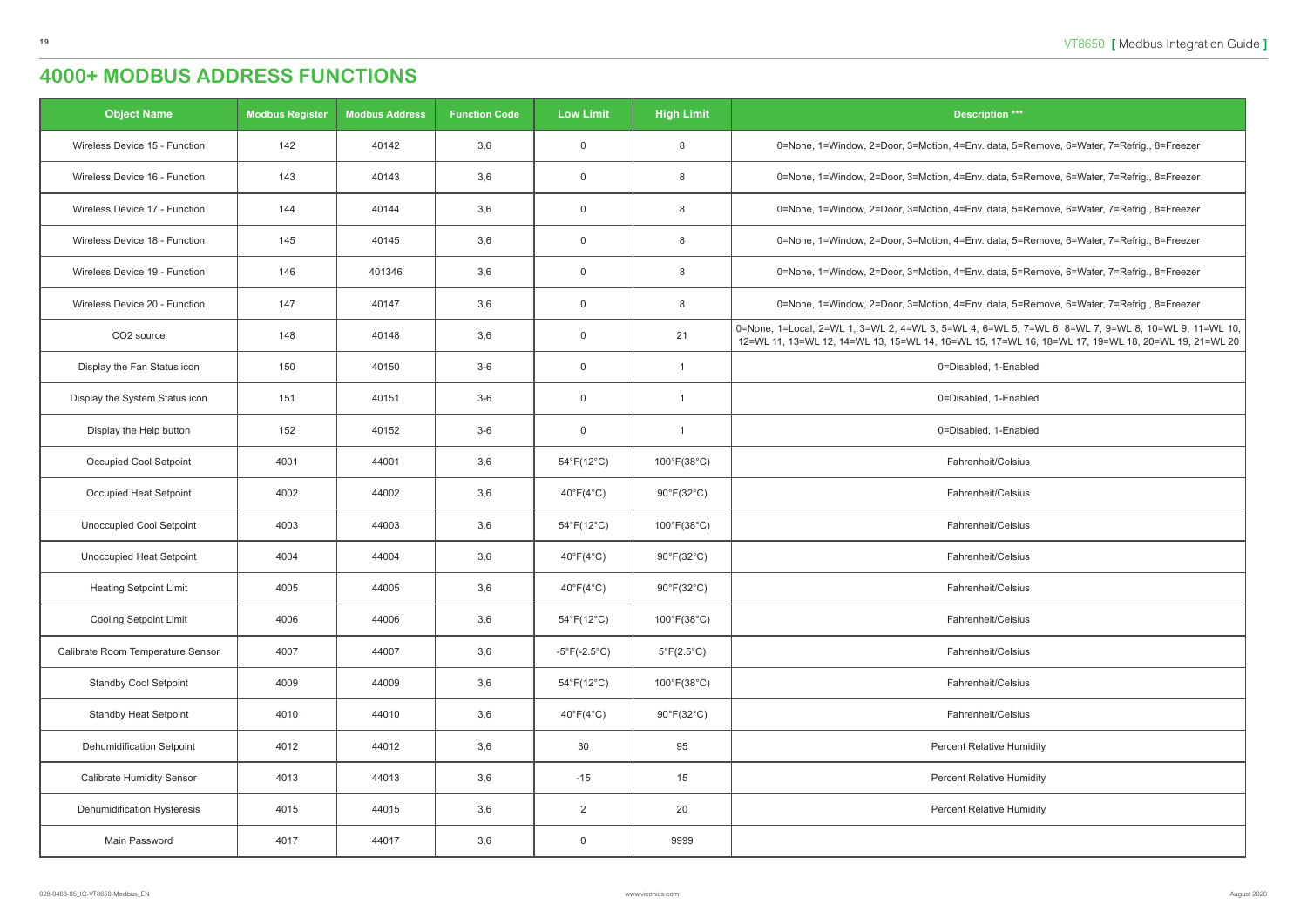# 4000+ MODBUS ADDRESS FUNCTIONS

| Object Name | Modbus Register | Modbus Address | Function Code | Low Limit | High Limit | Description *** |
|---|---|---|---|---|---|---|
| Wireless Device 15 - Function | 142 | 40142 | 3,6 | 0 | 8 | 0=None, 1=Window, 2=Door, 3=Motion, 4=Env. data, 5=Remove, 6=Water, 7=Refrig., 8=Freezer |
| Wireless Device 16 - Function | 143 | 40143 | 3,6 | 0 | 8 | 0=None, 1=Window, 2=Door, 3=Motion, 4=Env. data, 5=Remove, 6=Water, 7=Refrig., 8=Freezer |
| Wireless Device 17 - Function | 144 | 40144 | 3,6 | 0 | 8 | 0=None, 1=Window, 2=Door, 3=Motion, 4=Env. data, 5=Remove, 6=Water, 7=Refrig., 8=Freezer |
| Wireless Device 18 - Function | 145 | 40145 | 3,6 | 0 | 8 | 0=None, 1=Window, 2=Door, 3=Motion, 4=Env. data, 5=Remove, 6=Water, 7=Refrig., 8=Freezer |
| Wireless Device 19 - Function | 146 | 401346 | 3,6 | 0 | 8 | 0=None, 1=Window, 2=Door, 3=Motion, 4=Env. data, 5=Remove, 6=Water, 7=Refrig., 8=Freezer |
| Wireless Device 20 - Function | 147 | 40147 | 3,6 | 0 | 8 | 0=None, 1=Window, 2=Door, 3=Motion, 4=Env. data, 5=Remove, 6=Water, 7=Refrig., 8=Freezer |
| CO2 source | 148 | 40148 | 3,6 | 0 | 21 | 0=None, 1=Local, 2=WL 1, 3=WL 2, 4=WL 3, 5=WL 4, 6=WL 5, 7=WL 6, 8=WL 7, 9=WL 8, 10=WL 9, 11=WL 10, 12=WL 11, 13=WL 12, 14=WL 13, 15=WL 14, 16=WL 15, 17=WL 16, 18=WL 17, 19=WL 18, 20=WL 19, 21=WL 20 |
| Display the Fan Status icon | 150 | 40150 | 3-6 | 0 | 1 | 0=Disabled, 1-Enabled |
| Display the System Status icon | 151 | 40151 | 3-6 | 0 | 1 | 0=Disabled, 1-Enabled |
| Display the Help button | 152 | 40152 | 3-6 | 0 | 1 | 0=Disabled, 1-Enabled |
| Occupied Cool Setpoint | 4001 | 44001 | 3,6 | 54°F(12°C) | 100°F(38°C) | Fahrenheit/Celsius |
| Occupied Heat Setpoint | 4002 | 44002 | 3,6 | 40°F(4°C) | 90°F(32°C) | Fahrenheit/Celsius |
| Unoccupied Cool Setpoint | 4003 | 44003 | 3,6 | 54°F(12°C) | 100°F(38°C) | Fahrenheit/Celsius |
| Unoccupied Heat Setpoint | 4004 | 44004 | 3,6 | 40°F(4°C) | 90°F(32°C) | Fahrenheit/Celsius |
| Heating Setpoint Limit | 4005 | 44005 | 3,6 | 40°F(4°C) | 90°F(32°C) | Fahrenheit/Celsius |
| Cooling Setpoint Limit | 4006 | 44006 | 3,6 | 54°F(12°C) | 100°F(38°C) | Fahrenheit/Celsius |
| Calibrate Room Temperature Sensor | 4007 | 44007 | 3,6 | -5°F(-2.5°C) | 5°F(2.5°C) | Fahrenheit/Celsius |
| Standby Cool Setpoint | 4009 | 44009 | 3,6 | 54°F(12°C) | 100°F(38°C) | Fahrenheit/Celsius |
| Standby Heat Setpoint | 4010 | 44010 | 3,6 | 40°F(4°C) | 90°F(32°C) | Fahrenheit/Celsius |
| Dehumidification Setpoint | 4012 | 44012 | 3,6 | 30 | 95 | Percent Relative Humidity |
| Calibrate Humidity Sensor | 4013 | 44013 | 3,6 | -15 | 15 | Percent Relative Humidity |
| Dehumidification Hysteresis | 4015 | 44015 | 3,6 | 2 | 20 | Percent Relative Humidity |
| Main Password | 4017 | 44017 | 3,6 | 0 | 9999 | |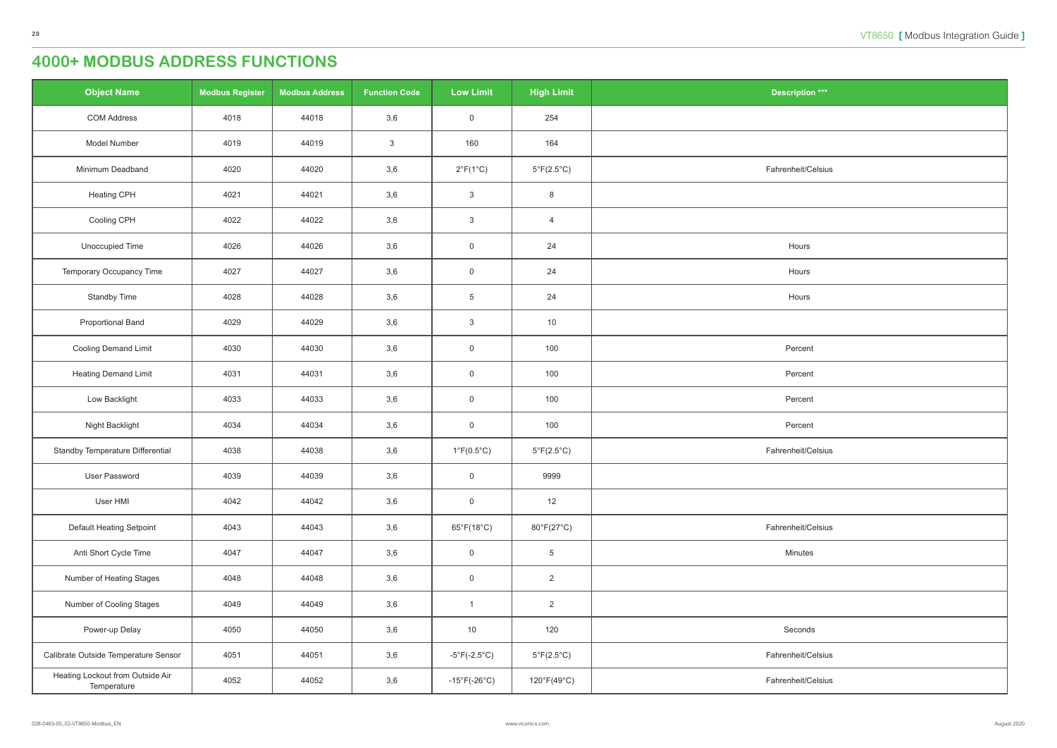# 4000+ MODBUS ADDRESS FUNCTIONS

| Object Name | Modbus Register | Modbus Address | Function Code | Low Limit | High Limit | Description *** |
|---|---|---|---|---|---|---|
| COM Address | 4018 | 44018 | 3,6 | 0 | 254 | |
| Model Number | 4019 | 44019 | 3 | 160 | 164 | |
| Minimum Deadband | 4020 | 44020 | 3,6 | 2°F(1°C) | 5°F(2.5°C) | Fahrenheit/Celsius |
| Heating CPH | 4021 | 44021 | 3,6 | 3 | 8 | |
| Cooling CPH | 4022 | 44022 | 3,6 | 3 | 4 | |
| Unoccupied Time | 4026 | 44026 | 3,6 | 0 | 24 | Hours |
| Temporary Occupancy Time | 4027 | 44027 | 3,6 | 0 | 24 | Hours |
| Standby Time | 4028 | 44028 | 3,6 | 5 | 24 | Hours |
| Proportional Band | 4029 | 44029 | 3,6 | 3 | 10 | |
| Cooling Demand Limit | 4030 | 44030 | 3,6 | 0 | 100 | Percent |
| Heating Demand Limit | 4031 | 44031 | 3,6 | 0 | 100 | Percent |
| Low Backlight | 4033 | 44033 | 3,6 | 0 | 100 | Percent |
| Night Backlight | 4034 | 44034 | 3,6 | 0 | 100 | Percent |
| Standby Temperature Differential | 4038 | 44038 | 3,6 | 1°F(0.5°C) | 5°F(2.5°C) | Fahrenheit/Celsius |
| User Password | 4039 | 44039 | 3,6 | 0 | 9999 | |
| User HMI | 4042 | 44042 | 3,6 | 0 | 12 | |
| Default Heating Setpoint | 4043 | 44043 | 3,6 | 65°F(18°C) | 80°F(27°C) | Fahrenheit/Celsius |
| Anti Short Cycle Time | 4047 | 44047 | 3,6 | 0 | 5 | Minutes |
| Number of Heating Stages | 4048 | 44048 | 3,6 | 0 | 2 | |
| Number of Cooling Stages | 4049 | 44049 | 3,6 | 1 | 2 | |
| Power-up Delay | 4050 | 44050 | 3,6 | 10 | 120 | Seconds |
| Calibrate Outside Temperature Sensor | 4051 | 44051 | 3,6 | -5°F(-2.5°C) | 5°F(2.5°C) | Fahrenheit/Celsius |
| Heating Lockout from Outside Air Temperature | 4052 | 44052 | 3,6 | -15°F(-26°C) | 120°F(49°C) | Fahrenheit/Celsius |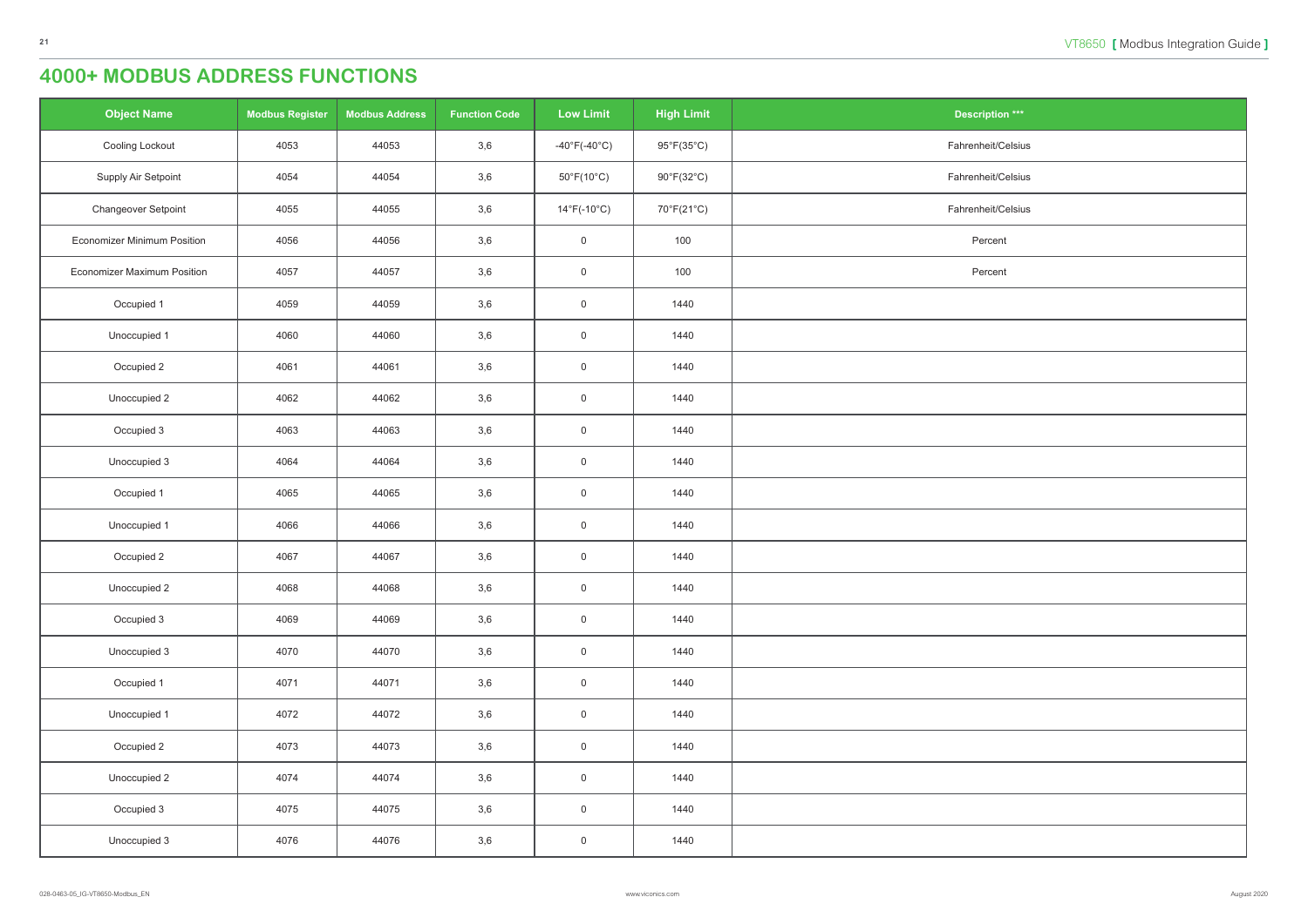# 4000+ MODBUS ADDRESS FUNCTIONS

| Object Name | Modbus Register | Modbus Address | Function Code | Low Limit | High Limit | Description *** |
|---|---|---|---|---|---|---|
| Cooling Lockout | 4053 | 44053 | 3,6 | -40°F(-40°C) | 95°F(35°C) | Fahrenheit/Celsius |
| Supply Air Setpoint | 4054 | 44054 | 3,6 | 50°F(10°C) | 90°F(32°C) | Fahrenheit/Celsius |
| Changeover Setpoint | 4055 | 44055 | 3,6 | 14°F(-10°C) | 70°F(21°C) | Fahrenheit/Celsius |
| Economizer Minimum Position | 4056 | 44056 | 3,6 | 0 | 100 | Percent |
| Economizer Maximum Position | 4057 | 44057 | 3,6 | 0 | 100 | Percent |
| Occupied 1 | 4059 | 44059 | 3,6 | 0 | 1440 | |
| Unoccupied 1 | 4060 | 44060 | 3,6 | 0 | 1440 | |
| Occupied 2 | 4061 | 44061 | 3,6 | 0 | 1440 | |
| Unoccupied 2 | 4062 | 44062 | 3,6 | 0 | 1440 | |
| Occupied 3 | 4063 | 44063 | 3,6 | 0 | 1440 | |
| Unoccupied 3 | 4064 | 44064 | 3,6 | 0 | 1440 | |
| Occupied 1 | 4065 | 44065 | 3,6 | 0 | 1440 | |
| Unoccupied 1 | 4066 | 44066 | 3,6 | 0 | 1440 | |
| Occupied 2 | 4067 | 44067 | 3,6 | 0 | 1440 | |
| Unoccupied 2 | 4068 | 44068 | 3,6 | 0 | 1440 | |
| Occupied 3 | 4069 | 44069 | 3,6 | 0 | 1440 | |
| Unoccupied 3 | 4070 | 44070 | 3,6 | 0 | 1440 | |
| Occupied 1 | 4071 | 44071 | 3,6 | 0 | 1440 | |
| Unoccupied 1 | 4072 | 44072 | 3,6 | 0 | 1440 | |
| Occupied 2 | 4073 | 44073 | 3,6 | 0 | 1440 | |
| Unoccupied 2 | 4074 | 44074 | 3,6 | 0 | 1440 | |
| Occupied 3 | 4075 | 44075 | 3,6 | 0 | 1440 | |
| Unoccupied 3 | 4076 | 44076 | 3,6 | 0 | 1440 | |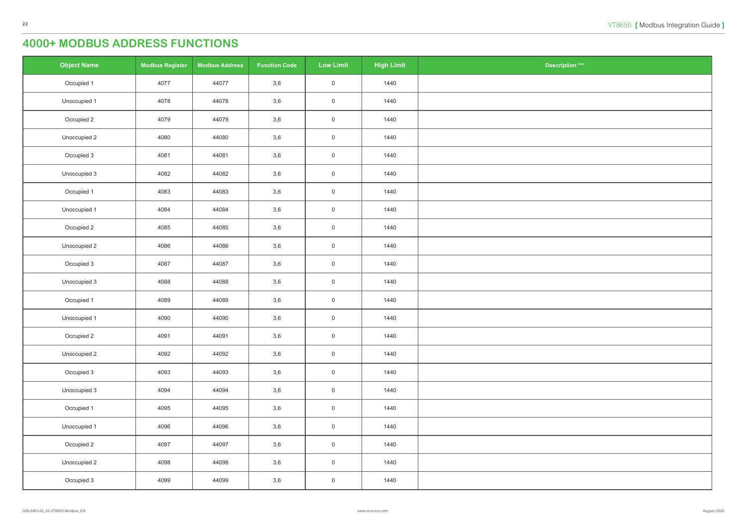# 4000+ MODBUS ADDRESS FUNCTIONS

| Object Name | Modbus Register | Modbus Address | Function Code | Low Limit | High Limit | Description *** |
|---|---|---|---|---|---|---|
| Occupied 1 | 4077 | 44077 | 3,6 | 0 | 1440 | |
| Unoccupied 1 | 4078 | 44078 | 3,6 | 0 | 1440 | |
| Occupied 2 | 4079 | 44079 | 3,6 | 0 | 1440 | |
| Unoccupied 2 | 4080 | 44080 | 3,6 | 0 | 1440 | |
| Occupied 3 | 4081 | 44081 | 3,6 | 0 | 1440 | |
| Unoccupied 3 | 4082 | 44082 | 3,6 | 0 | 1440 | |
| Occupied 1 | 4083 | 44083 | 3,6 | 0 | 1440 | |
| Unoccupied 1 | 4084 | 44084 | 3,6 | 0 | 1440 | |
| Occupied 2 | 4085 | 44085 | 3,6 | 0 | 1440 | |
| Unoccupied 2 | 4086 | 44086 | 3,6 | 0 | 1440 | |
| Occupied 3 | 4087 | 44087 | 3,6 | 0 | 1440 | |
| Unoccupied 3 | 4088 | 44088 | 3,6 | 0 | 1440 | |
| Occupied 1 | 4089 | 44089 | 3,6 | 0 | 1440 | |
| Unoccupied 1 | 4090 | 44090 | 3,6 | 0 | 1440 | |
| Occupied 2 | 4091 | 44091 | 3,6 | 0 | 1440 | |
| Unoccupied 2 | 4092 | 44092 | 3,6 | 0 | 1440 | |
| Occupied 3 | 4093 | 44093 | 3,6 | 0 | 1440 | |
| Unoccupied 3 | 4094 | 44094 | 3,6 | 0 | 1440 | |
| Occupied 1 | 4095 | 44095 | 3,6 | 0 | 1440 | |
| Unoccupied 1 | 4096 | 44096 | 3,6 | 0 | 1440 | |
| Occupied 2 | 4097 | 44097 | 3,6 | 0 | 1440 | |
| Unoccupied 2 | 4098 | 44098 | 3,6 | 0 | 1440 | |
| Occupied 3 | 4099 | 44099 | 3,6 | 0 | 1440 | |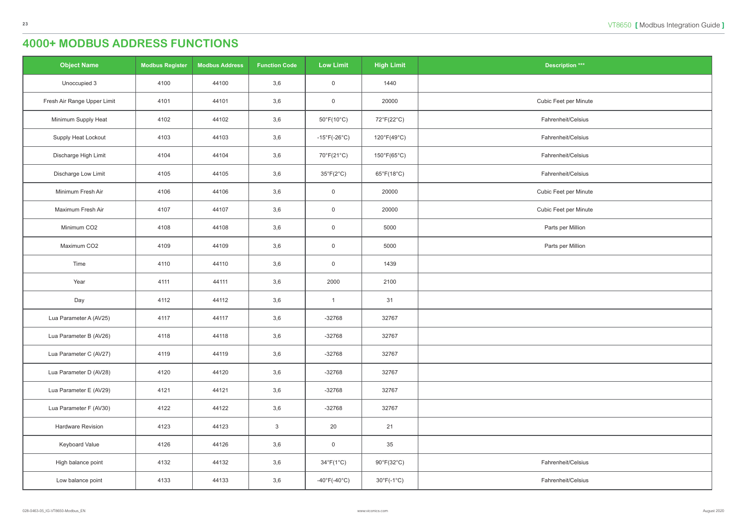# 4000+ MODBUS ADDRESS FUNCTIONS

| Object Name | Modbus Register | Modbus Address | Function Code | Low Limit | High Limit | Description *** |
|---|---|---|---|---|---|---|
| Unoccupied 3 | 4100 | 44100 | 3,6 | 0 | 1440 | |
| Fresh Air Range Upper Limit | 4101 | 44101 | 3,6 | 0 | 20000 | Cubic Feet per Minute |
| Minimum Supply Heat | 4102 | 44102 | 3,6 | 50°F(10°C) | 72°F(22°C) | Fahrenheit/Celsius |
| Supply Heat Lockout | 4103 | 44103 | 3,6 | -15°F(-26°C) | 120°F(49°C) | Fahrenheit/Celsius |
| Discharge High Limit | 4104 | 44104 | 3,6 | 70°F(21°C) | 150°F(65°C) | Fahrenheit/Celsius |
| Discharge Low Limit | 4105 | 44105 | 3,6 | 35°F(2°C) | 65°F(18°C) | Fahrenheit/Celsius |
| Minimum Fresh Air | 4106 | 44106 | 3,6 | 0 | 20000 | Cubic Feet per Minute |
| Maximum Fresh Air | 4107 | 44107 | 3,6 | 0 | 20000 | Cubic Feet per Minute |
| Minimum CO2 | 4108 | 44108 | 3,6 | 0 | 5000 | Parts per Million |
| Maximum CO2 | 4109 | 44109 | 3,6 | 0 | 5000 | Parts per Million |
| Time | 4110 | 44110 | 3,6 | 0 | 1439 | |
| Year | 4111 | 44111 | 3,6 | 2000 | 2100 | |
| Day | 4112 | 44112 | 3,6 | 1 | 31 | |
| Lua Parameter A (AV25) | 4117 | 44117 | 3,6 | -32768 | 32767 | |
| Lua Parameter B (AV26) | 4118 | 44118 | 3,6 | -32768 | 32767 | |
| Lua Parameter C (AV27) | 4119 | 44119 | 3,6 | -32768 | 32767 | |
| Lua Parameter D (AV28) | 4120 | 44120 | 3,6 | -32768 | 32767 | |
| Lua Parameter E (AV29) | 4121 | 44121 | 3,6 | -32768 | 32767 | |
| Lua Parameter F (AV30) | 4122 | 44122 | 3,6 | -32768 | 32767 | |
| Hardware Revision | 4123 | 44123 | 3 | 20 | 21 | |
| Keyboard Value | 4126 | 44126 | 3,6 | 0 | 35 | |
| High balance point | 4132 | 44132 | 3,6 | 34°F(1°C) | 90°F(32°C) | Fahrenheit/Celsius |
| Low balance point | 4133 | 44133 | 3,6 | -40°F(-40°C) | 30°F(-1°C) | Fahrenheit/Celsius |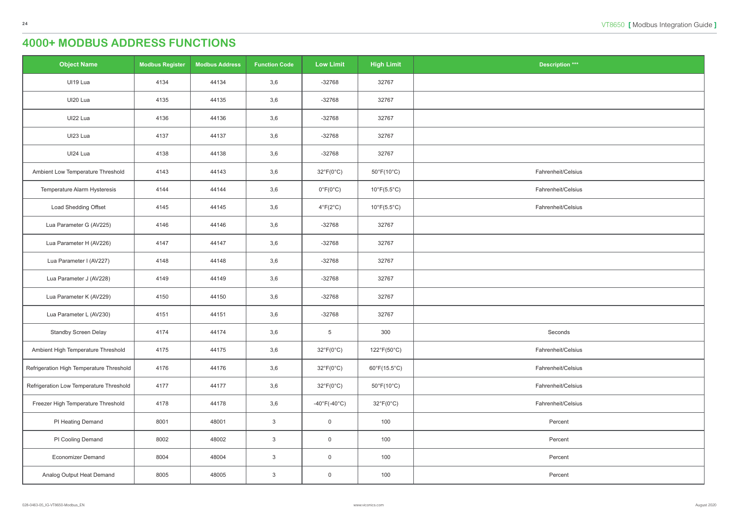# 4000+ MODBUS ADDRESS FUNCTIONS

| Object Name | Modbus Register | Modbus Address | Function Code | Low Limit | High Limit | Description *** |
|---|---|---|---|---|---|---|
| UI19 Lua | 4134 | 44134 | 3,6 | -32768 | 32767 | |
| UI20 Lua | 4135 | 44135 | 3,6 | -32768 | 32767 | |
| UI22 Lua | 4136 | 44136 | 3,6 | -32768 | 32767 | |
| UI23 Lua | 4137 | 44137 | 3,6 | -32768 | 32767 | |
| UI24 Lua | 4138 | 44138 | 3,6 | -32768 | 32767 | |
| Ambient Low Temperature Threshold | 4143 | 44143 | 3,6 | 32°F(0°C) | 50°F(10°C) | Fahrenheit/Celsius |
| Temperature Alarm Hysteresis | 4144 | 44144 | 3,6 | 0°F(0°C) | 10°F(5.5°C) | Fahrenheit/Celsius |
| Load Shedding Offset | 4145 | 44145 | 3,6 | 4°F(2°C) | 10°F(5.5°C) | Fahrenheit/Celsius |
| Lua Parameter G (AV225) | 4146 | 44146 | 3,6 | -32768 | 32767 | |
| Lua Parameter H (AV226) | 4147 | 44147 | 3,6 | -32768 | 32767 | |
| Lua Parameter I (AV227) | 4148 | 44148 | 3,6 | -32768 | 32767 | |
| Lua Parameter J (AV228) | 4149 | 44149 | 3,6 | -32768 | 32767 | |
| Lua Parameter K (AV229) | 4150 | 44150 | 3,6 | -32768 | 32767 | |
| Lua Parameter L (AV230) | 4151 | 44151 | 3,6 | -32768 | 32767 | |
| Standby Screen Delay | 4174 | 44174 | 3,6 | 5 | 300 | Seconds |
| Ambient High Temperature Threshold | 4175 | 44175 | 3,6 | 32°F(0°C) | 122°F(50°C) | Fahrenheit/Celsius |
| Refrigeration High Temperature Threshold | 4176 | 44176 | 3,6 | 32°F(0°C) | 60°F(15.5°C) | Fahrenheit/Celsius |
| Refrigeration Low Temperature Threshold | 4177 | 44177 | 3,6 | 32°F(0°C) | 50°F(10°C) | Fahrenheit/Celsius |
| Freezer High Temperature Threshold | 4178 | 44178 | 3,6 | -40°F(-40°C) | 32°F(0°C) | Fahrenheit/Celsius |
| PI Heating Demand | 8001 | 48001 | 3 | 0 | 100 | Percent |
| PI Cooling Demand | 8002 | 48002 | 3 | 0 | 100 | Percent |
| Economizer Demand | 8004 | 48004 | 3 | 0 | 100 | Percent |
| Analog Output Heat Demand | 8005 | 48005 | 3 | 0 | 100 | Percent |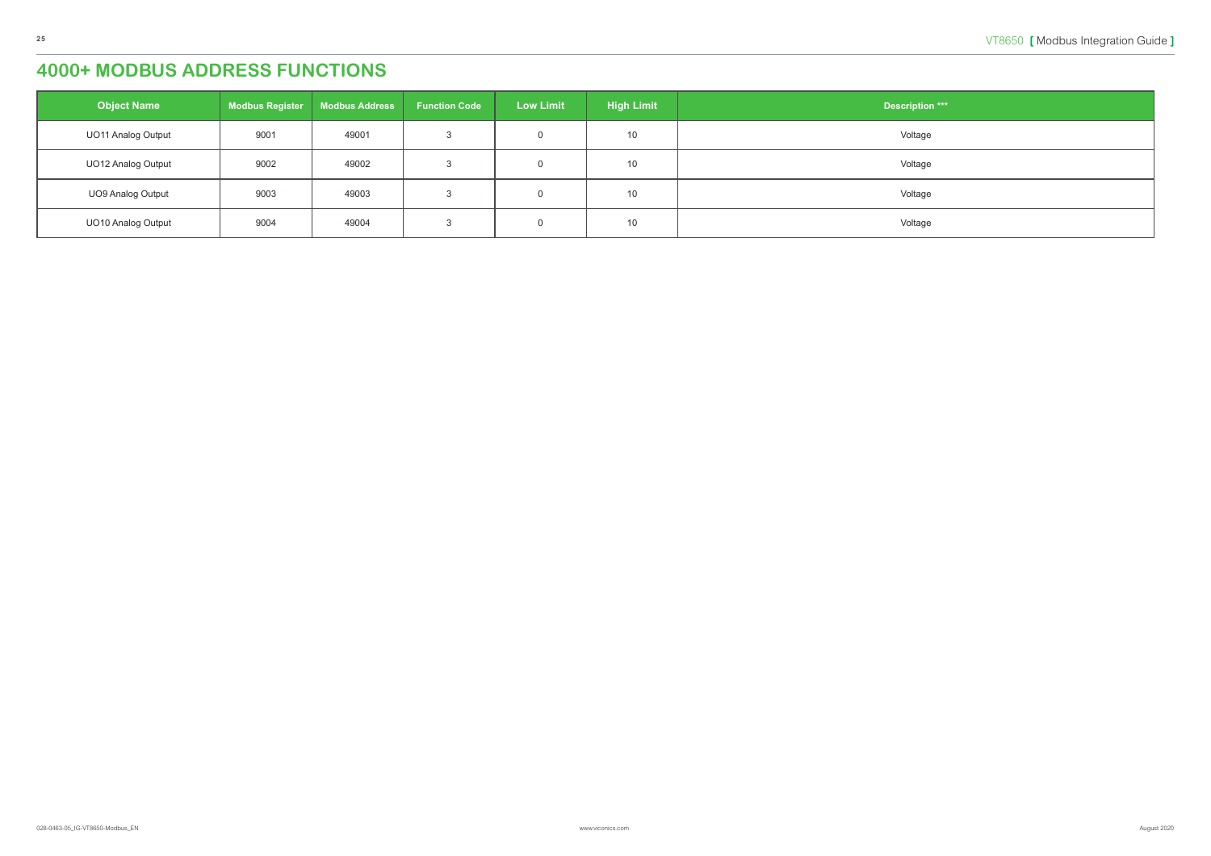# 4000+ MODBUS ADDRESS FUNCTIONS

| Object Name | Modbus Register | Modbus Address | Function Code | Low Limit | High Limit | Description *** |
|---|---|---|---|---|---|---|
| UO11 Analog Output | 9001 | 49001 | 3 | 0 | 10 | Voltage |
| UO12 Analog Output | 9002 | 49002 | 3 | 0 | 10 | Voltage |
| UO9 Analog Output | 9003 | 49003 | 3 | 0 | 10 | Voltage |
| UO10 Analog Output | 9004 | 49004 | 3 | 0 | 10 | Voltage |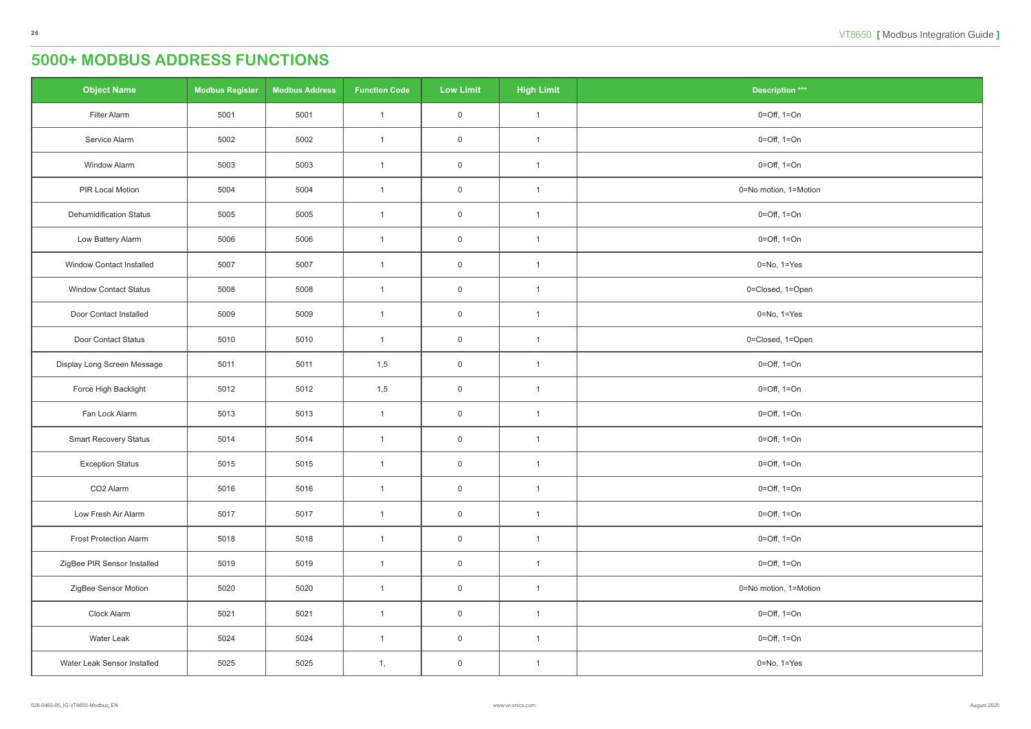# 5000+ MODBUS ADDRESS FUNCTIONS

| Object Name | Modbus Register | Modbus Address | Function Code | Low Limit | High Limit | Description *** |
|---|---|---|---|---|---|---|
| Filter Alarm | 5001 | 5001 | 1 | 0 | 1 | 0=Off, 1=On |
| Service Alarm | 5002 | 5002 | 1 | 0 | 1 | 0=Off, 1=On |
| Window Alarm | 5003 | 5003 | 1 | 0 | 1 | 0=Off, 1=On |
| PIR Local Motion | 5004 | 5004 | 1 | 0 | 1 | 0=No motion, 1=Motion |
| Dehumidification Status | 5005 | 5005 | 1 | 0 | 1 | 0=Off, 1=On |
| Low Battery Alarm | 5006 | 5006 | 1 | 0 | 1 | 0=Off, 1=On |
| Window Contact Installed | 5007 | 5007 | 1 | 0 | 1 | 0=No, 1=Yes |
| Window Contact Status | 5008 | 5008 | 1 | 0 | 1 | 0=Closed, 1=Open |
| Door Contact Installed | 5009 | 5009 | 1 | 0 | 1 | 0=No, 1=Yes |
| Door Contact Status | 5010 | 5010 | 1 | 0 | 1 | 0=Closed, 1=Open |
| Display Long Screen Message | 5011 | 5011 | 1,5 | 0 | 1 | 0=Off, 1=On |
| Force High Backlight | 5012 | 5012 | 1,5 | 0 | 1 | 0=Off, 1=On |
| Fan Lock Alarm | 5013 | 5013 | 1 | 0 | 1 | 0=Off, 1=On |
| Smart Recovery Status | 5014 | 5014 | 1 | 0 | 1 | 0=Off, 1=On |
| Exception Status | 5015 | 5015 | 1 | 0 | 1 | 0=Off, 1=On |
| CO2 Alarm | 5016 | 5016 | 1 | 0 | 1 | 0=Off, 1=On |
| Low Fresh Air Alarm | 5017 | 5017 | 1 | 0 | 1 | 0=Off, 1=On |
| Frost Protection Alarm | 5018 | 5018 | 1 | 0 | 1 | 0=Off, 1=On |
| ZigBee PIR Sensor Installed | 5019 | 5019 | 1 | 0 | 1 | 0=Off, 1=On |
| ZigBee Sensor Motion | 5020 | 5020 | 1 | 0 | 1 | 0=No motion, 1=Motion |
| Clock Alarm | 5021 | 5021 | 1 | 0 | 1 | 0=Off, 1=On |
| Water Leak | 5024 | 5024 | 1 | 0 | 1 | 0=Off, 1=On |
| Water Leak Sensor Installed | 5025 | 5025 | 1, | 0 | 1 | 0=No, 1=Yes |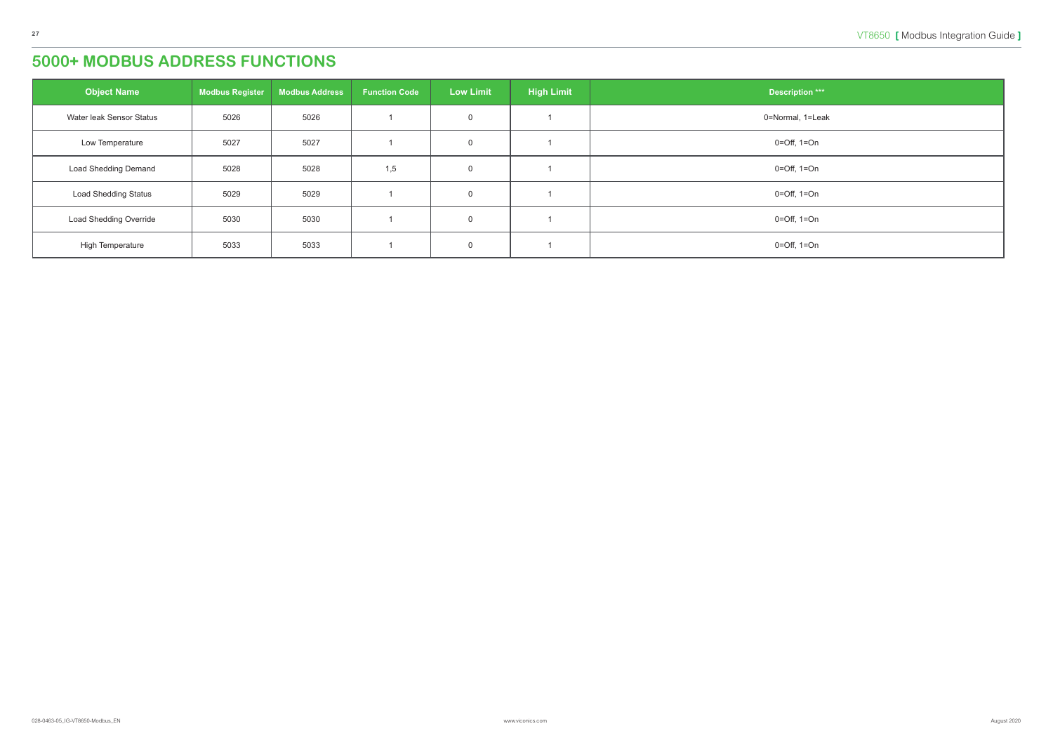# 5000+ MODBUS ADDRESS FUNCTIONS

| Object Name | Modbus Register | Modbus Address | Function Code | Low Limit | High Limit | Description *** |
|---|---|---|---|---|---|---|
| Water leak Sensor Status | 5026 | 5026 | 1 | 0 | 1 | 0=Normal, 1=Leak |
| Low Temperature | 5027 | 5027 | 1 | 0 | 1 | 0=Off, 1=On |
| Load Shedding Demand | 5028 | 5028 | 1,5 | 0 | 1 | 0=Off, 1=On |
| Load Shedding Status | 5029 | 5029 | 1 | 0 | 1 | 0=Off, 1=On |
| Load Shedding Override | 5030 | 5030 | 1 | 0 | 1 | 0=Off, 1=On |
| High Temperature | 5033 | 5033 | 1 | 0 | 1 | 0=Off, 1=On |